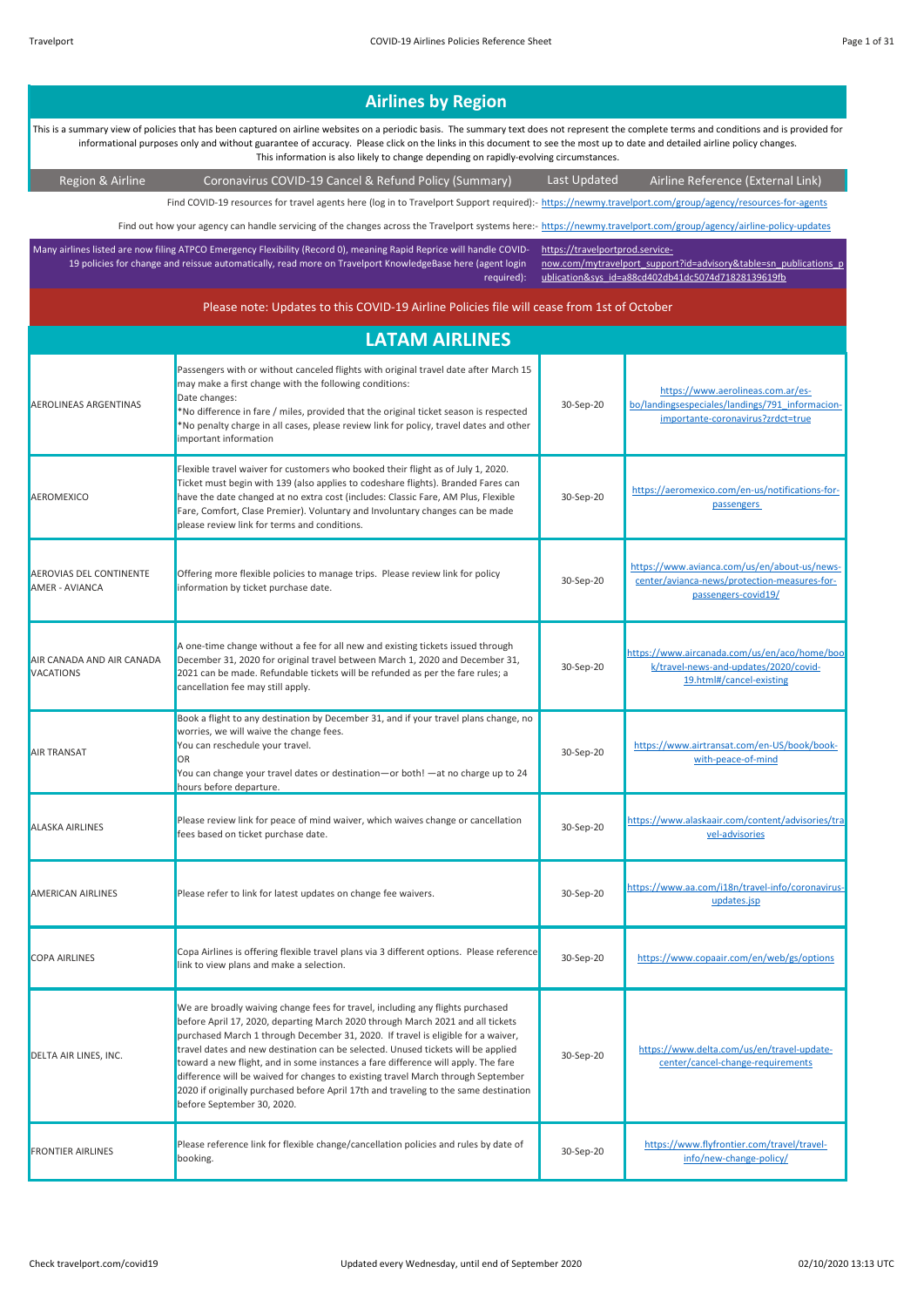# Airlines by Region

This is a summary view of policies that has been captured on airline websites on a periodic basis. The summary text does not represent the complete terms and conditions and is provided for informational purposes only and without guarantee of accuracy. Please click on the links in this document to see the most up to date and detailed airline policy changes. This information is also likely to change depending on rapidly-evolving circumstances.

| Region & Airline | Coronavirus COVID-19 Cancel & Refund Policy (Summary) | Last Updated | Airline Reference (External Link) |
|---|---|---|---|

Find COVID-19 resources for travel agents here (log in to Travelport Support required):- https://newmy.travelport.com/group/agency/resources-for-agents

Find out how your agency can handle servicing of the changes across the Travelport systems here:- https://newmy.travelport.com/group/agency/airline-policy-updates

Many airlines listed are now filing ATPCO Emergency Flexibility (Record 0), meaning Rapid Reprice will handle COVID-19 policies for change and reissue automatically, read more on Travelport KnowledgeBase here (agent login required): https://travelportprod.service-now.com/mytravelport_support?id=advisory&table=sn_publications_publication&sys_id=a88cd402db41dc5074d71828139619fb

Please note: Updates to this COVID-19 Airline Policies file will cease from 1st of October

## LATAM AIRLINES

| Region & Airline | Coronavirus COVID-19 Cancel & Refund Policy (Summary) | Last Updated | Airline Reference (External Link) |
|---|---|---|---|
| AEROLINEAS ARGENTINAS | Passengers with or without canceled flights with original travel date after March 15 may make a first change with the following conditions:<br>Date changes:<br>*No difference in fare / miles, provided that the original ticket season is respected<br>*No penalty charge in all cases, please review link for policy, travel dates and other important information | 30-Sep-20 | https://www.aerolineas.com.ar/es-bo/landingsespeciales/landings/791_informacion-importante-coronavirus?zrdct=true |
| AEROMEXICO | Flexible travel waiver for customers who booked their flight as of July 1, 2020. Ticket must begin with 139 (also applies to codeshare flights). Branded Fares can have the date changed at no extra cost (includes: Classic Fare, AM Plus, Flexible Fare, Comfort, Clase Premier). Voluntary and Involuntary changes can be made please review link for terms and conditions. | 30-Sep-20 | https://aeromexico.com/en-us/notifications-for-passengers |
| AEROVIAS DEL CONTINENTE AMER - AVIANCA | Offering more flexible policies to manage trips. Please review link for policy information by ticket purchase date. | 30-Sep-20 | https://www.avianca.com/us/en/about-us/news-center/avianca-news/protection-measures-for-passengers-covid19/ |
| AIR CANADA AND AIR CANADA VACATIONS | A one-time change without a fee for all new and existing tickets issued through December 31, 2020 for original travel between March 1, 2020 and December 31, 2021 can be made. Refundable tickets will be refunded as per the fare rules; a cancellation fee may still apply. | 30-Sep-20 | https://www.aircanada.com/us/en/aco/home/book/travel-news-and-updates/2020/covid-19.html#/cancel-existing |
| AIR TRANSAT | Book a flight to any destination by December 31, and if your travel plans change, no worries, we will waive the change fees.<br>You can reschedule your travel.<br>OR<br>You can change your travel dates or destination—or both! —at no charge up to 24 hours before departure. | 30-Sep-20 | https://www.airtransat.com/en-US/book/book-with-peace-of-mind |
| ALASKA AIRLINES | Please review link for peace of mind waiver, which waives change or cancellation fees based on ticket purchase date. | 30-Sep-20 | https://www.alaskaair.com/content/advisories/travel-advisories |
| AMERICAN AIRLINES | Please refer to link for latest updates on change fee waivers. | 30-Sep-20 | https://www.aa.com/i18n/travel-info/coronavirus-updates.jsp |
| COPA AIRLINES | Copa Airlines is offering flexible travel plans via 3 different options. Please reference link to view plans and make a selection. | 30-Sep-20 | https://www.copaair.com/en/web/gs/options |
| DELTA AIR LINES, INC. | We are broadly waiving change fees for travel, including any flights purchased before April 17, 2020, departing March 2020 through March 2021 and all tickets purchased March 1 through December 31, 2020. If travel is eligible for a waiver, travel dates and new destination can be selected. Unused tickets will be applied toward a new flight, and in some instances a fare difference will apply. The fare difference will be waived for changes to existing travel March through September 2020 if originally purchased before April 17th and traveling to the same destination before September 30, 2020. | 30-Sep-20 | https://www.delta.com/us/en/travel-update-center/cancel-change-requirements |
| FRONTIER AIRLINES | Please reference link for flexible change/cancellation policies and rules by date of booking. | 30-Sep-20 | https://www.flyfrontier.com/travel/travel-info/new-change-policy/ |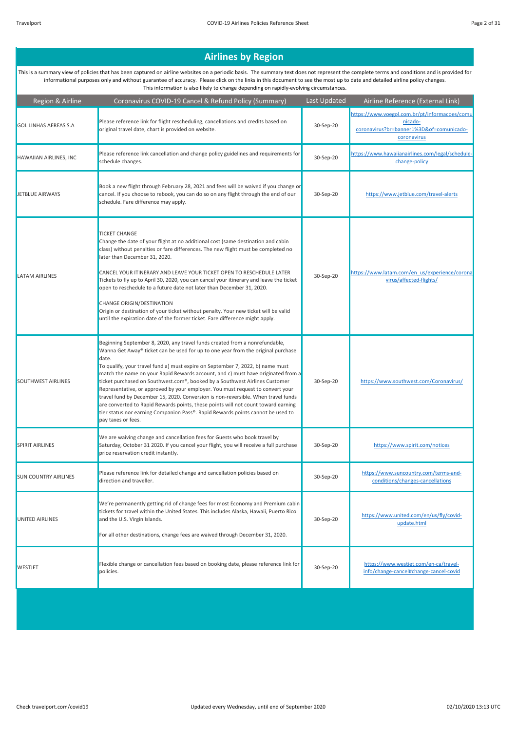# Airlines by Region

This is a summary view of policies that has been captured on airline websites on a periodic basis. The summary text does not represent the complete terms and conditions and is provided for informational purposes only and without guarantee of accuracy. Please click on the links in this document to see the most up to date and detailed airline policy changes. This information is also likely to change depending on rapidly-evolving circumstances.

| Region & Airline | Coronavirus COVID-19 Cancel & Refund Policy (Summary) | Last Updated | Airline Reference (External Link) |
|---|---|---|---|
| GOL LINHAS AEREAS S.A | Please reference link for flight rescheduling, cancellations and credits based on original travel date, chart is provided on website. | 30-Sep-20 | https://www.voegol.com.br/pt/informacoes/comunicado-coronavirus?br=banner1%3D&of=comunicado-coronavirus |
| HAWAIIAN AIRLINES, INC | Please reference link cancellation and change policy guidelines and requirements for schedule changes. | 30-Sep-20 | https://www.hawaiianairlines.com/legal/schedule-change-policy |
| JETBLUE AIRWAYS | Book a new flight through February 28, 2021 and fees will be waived if you change or cancel. If you choose to rebook, you can do so on any flight through the end of our schedule. Fare difference may apply. | 30-Sep-20 | https://www.jetblue.com/travel-alerts |
| LATAM AIRLINES | TICKET CHANGE<br>Change the date of your flight at no additional cost (same destination and cabin class) without penalties or fare differences. The new flight must be completed no later than December 31, 2020.<br><br>CANCEL YOUR ITINERARY AND LEAVE YOUR TICKET OPEN TO RESCHEDULE LATER<br>Tickets to fly up to April 30, 2020, you can cancel your itinerary and leave the ticket open to reschedule to a future date not later than December 31, 2020.<br><br>CHANGE ORIGIN/DESTINATION<br>Origin or destination of your ticket without penalty. Your new ticket will be valid until the expiration date of the former ticket. Fare difference might apply. | 30-Sep-20 | https://www.latam.com/en_us/experience/coronavirus/affected-flights/ |
| SOUTHWEST AIRLINES | Beginning September 8, 2020, any travel funds created from a nonrefundable, Wanna Get Away® ticket can be used for up to one year from the original purchase date.<br>To qualify, your travel fund a) must expire on September 7, 2022, b) name must match the name on your Rapid Rewards account, and c) must have originated from a ticket purchased on Southwest.com®, booked by a Southwest Airlines Customer Representative, or approved by your employer. You must request to convert your travel fund by December 15, 2020. Conversion is non-reversible. When travel funds are converted to Rapid Rewards points, these points will not count toward earning tier status nor earning Companion Pass®. Rapid Rewards points cannot be used to pay taxes or fees. | 30-Sep-20 | https://www.southwest.com/Coronavirus/ |
| SPIRIT AIRLINES | We are waiving change and cancellation fees for Guests who book travel by Saturday, October 31 2020. If you cancel your flight, you will receive a full purchase price reservation credit instantly. | 30-Sep-20 | https://www.spirit.com/notices |
| SUN COUNTRY AIRLINES | Please reference link for detailed change and cancellation policies based on direction and traveller. | 30-Sep-20 | https://www.suncountry.com/terms-and-conditions/changes-cancellations |
| UNITED AIRLINES | We're permanently getting rid of change fees for most Economy and Premium cabin tickets for travel within the United States. This includes Alaska, Hawaii, Puerto Rico and the U.S. Virgin Islands.<br><br>For all other destinations, change fees are waived through December 31, 2020. | 30-Sep-20 | https://www.united.com/en/us/fly/covid-update.html |
| WESTJET | Flexible change or cancellation fees based on booking date, please reference link for policies. | 30-Sep-20 | https://www.westjet.com/en-ca/travel-info/change-cancel#change-cancel-covid |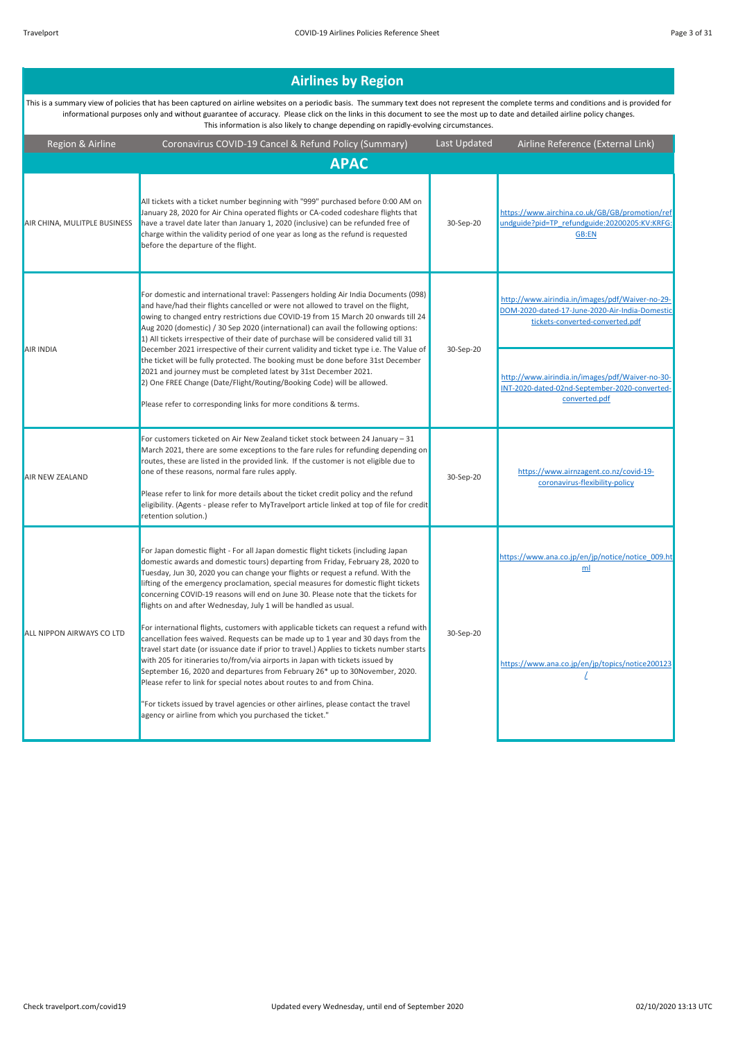## Airlines by Region

This is a summary view of policies that has been captured on airline websites on a periodic basis. The summary text does not represent the complete terms and conditions and is provided for informational purposes only and without guarantee of accuracy. Please click on the links in this document to see the most up to date and detailed airline policy changes. This information is also likely to change depending on rapidly-evolving circumstances.

| Region & Airline | Coronavirus COVID-19 Cancel & Refund Policy (Summary) | Last Updated | Airline Reference (External Link) |
|---|---|---|---|
| **APAC** | | | |
| AIR CHINA, MULITPLE BUSINESS | All tickets with a ticket number beginning with "999" purchased before 0:00 AM on January 28, 2020 for Air China operated flights or CA-coded codeshare flights that have a travel date later than January 1, 2020 (inclusive) can be refunded free of charge within the validity period of one year as long as the refund is requested before the departure of the flight. | 30-Sep-20 | https://www.airchina.co.uk/GB/GB/promotion/refundguide?pid=TP_refundguide:20200205:KV:KRFG:GB:EN |
| AIR INDIA | For domestic and international travel: Passengers holding Air India Documents (098) and have/had their flights cancelled or were not allowed to travel on the flight, owing to changed entry restrictions due COVID-19 from 15 March 20 onwards till 24 Aug 2020 (domestic) / 30 Sep 2020 (international) can avail the following options:<br>1) All tickets irrespective of their date of purchase will be considered valid till 31 December 2021 irrespective of their current validity and ticket type i.e. The Value of the ticket will be fully protected. The booking must be done before 31st December 2021 and journey must be completed latest by 31st December 2021.<br>2) One FREE Change (Date/Flight/Routing/Booking Code) will be allowed.<br><br>Please refer to corresponding links for more conditions & terms. | 30-Sep-20 | http://www.airindia.in/images/pdf/Waiver-no-29-DOM-2020-dated-17-June-2020-Air-India-Domestic tickets-converted-converted.pdf<br><br>http://www.airindia.in/images/pdf/Waiver-no-30-INT-2020-dated-02nd-September-2020-converted-converted.pdf |
| AIR NEW ZEALAND | For customers ticketed on Air New Zealand ticket stock between 24 January – 31 March 2021, there are some exceptions to the fare rules for refunding depending on routes, these are listed in the provided link. If the customer is not eligible due to one of these reasons, normal fare rules apply.<br><br>Please refer to link for more details about the ticket credit policy and the refund eligibility. (Agents - please refer to MyTravelport article linked at top of file for credit retention solution.) | 30-Sep-20 | https://www.airnzagent.co.nz/covid-19-coronavirus-flexibility-policy |
| ALL NIPPON AIRWAYS CO LTD | For Japan domestic flight - For all Japan domestic flight tickets (including Japan domestic awards and domestic tours) departing from Friday, February 28, 2020 to Tuesday, Jun 30, 2020 you can change your flights or request a refund. With the lifting of the emergency proclamation, special measures for domestic flight tickets concerning COVID-19 reasons will end on June 30. Please note that the tickets for flights on and after Wednesday, July 1 will be handled as usual.<br><br>For international flights, customers with applicable tickets can request a refund with cancellation fees waived. Requests can be made up to 1 year and 30 days from the travel start date (or issuance date if prior to travel.) Applies to tickets number starts with 205 for itineraries to/from/via airports in Japan with tickets issued by September 16, 2020 and departures from February 26* up to 30November, 2020. Please refer to link for special notes about routes to and from China.<br><br>"For tickets issued by travel agencies or other airlines, please contact the travel agency or airline from which you purchased the ticket." | 30-Sep-20 | https://www.ana.co.jp/en/jp/notice/notice_009.html<br><br>https://www.ana.co.jp/en/jp/topics/notice200123/ |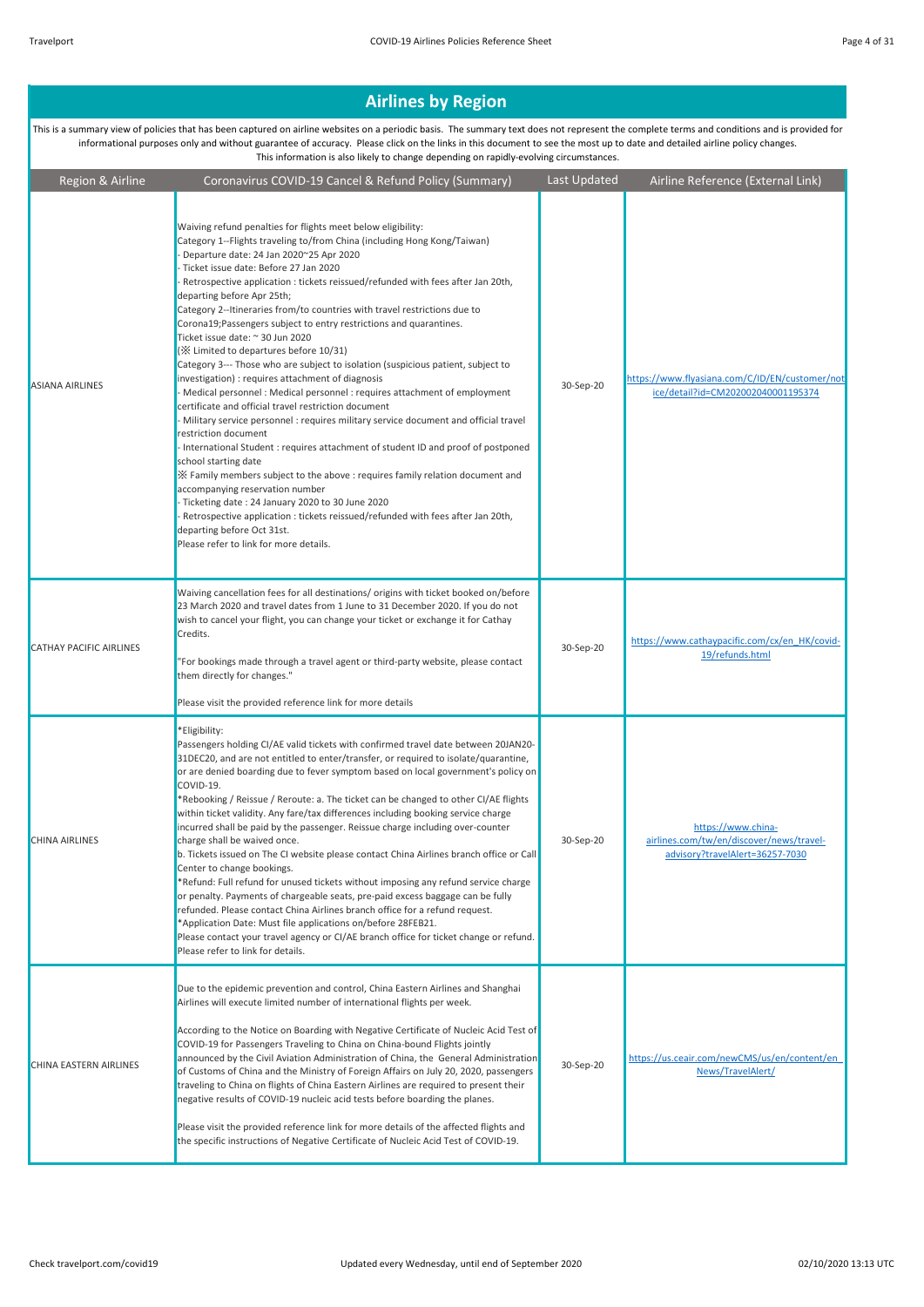## Airlines by Region

This is a summary view of policies that has been captured on airline websites on a periodic basis. The summary text does not represent the complete terms and conditions and is provided for informational purposes only and without guarantee of accuracy. Please click on the links in this document to see the most up to date and detailed airline policy changes.
This information is also likely to change depending on rapidly-evolving circumstances.

| Region & Airline | Coronavirus COVID-19 Cancel & Refund Policy (Summary) | Last Updated | Airline Reference (External Link) |
|---|---|---|---|
| ASIANA AIRLINES | Waiving refund penalties for flights meet below eligibility:<br>Category 1--Flights traveling to/from China (including Hong Kong/Taiwan)<br>- Departure date: 24 Jan 2020~25 Apr 2020<br>- Ticket issue date: Before 27 Jan 2020<br>- Retrospective application : tickets reissued/refunded with fees after Jan 20th, departing before Apr 25th;<br>Category 2--Itineraries from/to countries with travel restrictions due to Corona19;Passengers subject to entry restrictions and quarantines.<br>Ticket issue date: ~ 30 Jun 2020<br>(※ Limited to departures before 10/31)<br>Category 3--- Those who are subject to isolation (suspicious patient, subject to investigation) : requires attachment of diagnosis<br>- Medical personnel : Medical personnel : requires attachment of employment certificate and official travel restriction document<br>- Military service personnel : requires military service document and official travel restriction document<br>- International Student : requires attachment of student ID and proof of postponed school starting date<br>※ Family members subject to the above : requires family relation document and accompanying reservation number<br>- Ticketing date : 24 January 2020 to 30 June 2020<br>- Retrospective application : tickets reissued/refunded with fees after Jan 20th, departing before Oct 31st.<br>Please refer to link for more details. | 30-Sep-20 | https://www.flyasiana.com/C/ID/EN/customer/notice/detail?id=CM202002040001195374 |
| CATHAY PACIFIC AIRLINES | Waiving cancellation fees for all destinations/ origins with ticket booked on/before 23 March 2020 and travel dates from 1 June to 31 December 2020. If you do not wish to cancel your flight, you can change your ticket or exchange it for Cathay Credits.<br><br>"For bookings made through a travel agent or third-party website, please contact them directly for changes."<br><br>Please visit the provided reference link for more details | 30-Sep-20 | https://www.cathaypacific.com/cx/en_HK/covid-19/refunds.html |
| CHINA AIRLINES | *Eligibility:<br>Passengers holding CI/AE valid tickets with confirmed travel date between 20JAN20-31DEC20, and are not entitled to enter/transfer, or required to isolate/quarantine, or are denied boarding due to fever symptom based on local government's policy on COVID-19.<br>*Rebooking / Reissue / Reroute: a. The ticket can be changed to other CI/AE flights within ticket validity. Any fare/tax differences including booking service charge incurred shall be paid by the passenger. Reissue charge including over-counter charge shall be waived once.<br>b. Tickets issued on The CI website please contact China Airlines branch office or Call Center to change bookings.<br>*Refund: Full refund for unused tickets without imposing any refund service charge or penalty. Payments of chargeable seats, pre-paid excess baggage can be fully refunded. Please contact China Airlines branch office for a refund request.<br>*Application Date: Must file applications on/before 28FEB21.<br>Please contact your travel agency or CI/AE branch office for ticket change or refund.<br>Please refer to link for details. | 30-Sep-20 | https://www.china-airlines.com/tw/en/discover/news/travel-advisory?travelAlert=36257-7030 |
| CHINA EASTERN AIRLINES | Due to the epidemic prevention and control, China Eastern Airlines and Shanghai Airlines will execute limited number of international flights per week.<br><br>According to the Notice on Boarding with Negative Certificate of Nucleic Acid Test of COVID-19 for Passengers Traveling to China on China-bound Flights jointly announced by the Civil Aviation Administration of China, the General Administration of Customs of China and the Ministry of Foreign Affairs on July 20, 2020, passengers traveling to China on flights of China Eastern Airlines are required to present their negative results of COVID-19 nucleic acid tests before boarding the planes.<br><br>Please visit the provided reference link for more details of the affected flights and the specific instructions of Negative Certificate of Nucleic Acid Test of COVID-19. | 30-Sep-20 | https://us.ceair.com/newCMS/us/en/content/en_News/TravelAlert/ |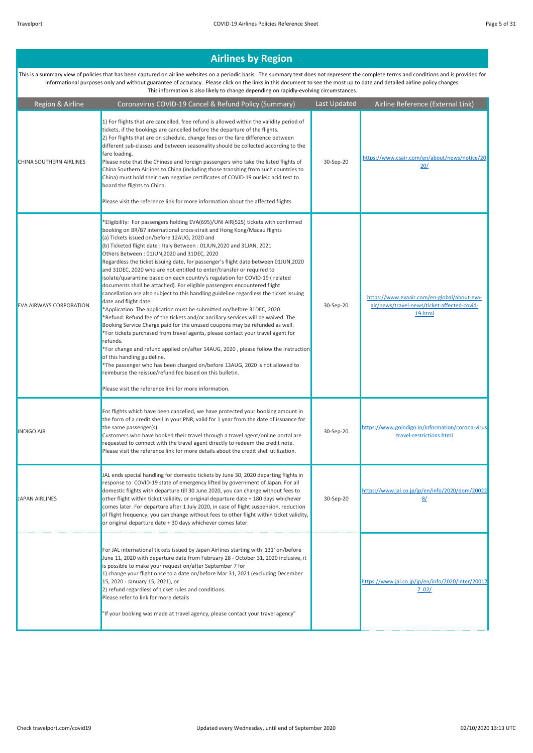## Airlines by Region

This is a summary view of policies that has been captured on airline websites on a periodic basis. The summary text does not represent the complete terms and conditions and is provided for informational purposes only and without guarantee of accuracy. Please click on the links in this document to see the most up to date and detailed airline policy changes. This information is also likely to change depending on rapidly-evolving circumstances.

| Region & Airline | Coronavirus COVID-19 Cancel & Refund Policy (Summary) | Last Updated | Airline Reference (External Link) |
|---|---|---|---|
| CHINA SOUTHERN AIRLINES | 1) For flights that are cancelled, free refund is allowed within the validity period of tickets, if the bookings are cancelled before the departure of the flights.<br>2) For flights that are on schedule, change fees or the fare difference between different sub-classes and between seasonality should be collected according to the fare loading.<br>Please note that the Chinese and foreign passengers who take the listed flights of China Southern Airlines to China (including those transiting from such countries to China) must hold their own negative certificates of COVID-19 nucleic acid test to board the flights to China.<br><br>Please visit the reference link for more information about the affected flights. | 30-Sep-20 | https://www.csair.com/en/about/news/notice/2020/ |
| EVA AIRWAYS CORPORATION | *Eligibility: For passengers holding EVA(695)/UNI AIR(525) tickets with confirmed booking on BR/B7 international cross-strait and Hong Kong/Macau flights<br>(a) Tickets issued on/before 12AUG, 2020 and<br>(b) Ticketed flight date : Italy Between : 01JUN,2020 and 31JAN, 2021<br>Others Between : 01JUN,2020 and 31DEC, 2020<br>Regardless the ticket issuing date, for passenger's flight date between 01JUN,2020 and 31DEC, 2020 who are not entitled to enter/transfer or required to isolate/quarantine based on each country's regulation for COVID-19 ( related documents shall be attached). For eligible passengers encountered flight cancellation are also subject to this handling guideline regardless the ticket issuing date and flight date.<br>*Application: The application must be submitted on/before 31DEC, 2020.<br>*Refund: Refund fee of the tickets and/or ancillary services will be waived. The Booking Service Charge paid for the unused coupons may be refunded as well.<br>*For tickets purchased from travel agents, please contact your travel agent for refunds.<br>*For change and refund applied on/after 14AUG, 2020 , please follow the instruction of this handling guideline.<br>*The passenger who has been charged on/before 13AUG, 2020 is not allowed to reimburse the reissue/refund fee based on this bulletin.<br><br>Please visit the reference link for more information. | 30-Sep-20 | https://www.evaair.com/en-global/about-eva-air/news/travel-news/ticket-affected-covid-19.html |
| INDIGO AIR | For flights which have been cancelled, we have protected your booking amount in the form of a credit shell in your PNR, valid for 1 year from the date of issuance for the same passenger(s).<br>Customers who have booked their travel through a travel agent/online portal are requested to connect with the travel agent directly to redeem the credit note.<br>Please visit the reference link for more details about the credit shell utilization. | 30-Sep-20 | https://www.goindigo.in/information/corona-virus-travel-restrictions.html |
| JAPAN AIRLINES | JAL ends special handling for domestic tickets by June 30, 2020 departing flights in response to COVID-19 state of emergency lifted by government of Japan. For all domestic flights with departure till 30 June 2020, you can change without fees to other flight within ticket validity, or original departure date + 180 days whichever comes later. For departure after 1 July 2020, in case of flight suspension, reduction of flight frequency, you can change without fees to other flight within ticket validity, or original departure date + 30 days whichever comes later. | 30-Sep-20 | https://www.jal.co.jp/jp/en/info/2020/dom/200228/ |
| | For JAL international tickets issued by Japan Airlines starting with '131' on/before June 11, 2020 with departure date from February 28 - October 31, 2020 inclusive, it is possible to make your request on/after September 7 for<br>1) change your flight once to a date on/before Mar 31, 2021 (excluding December 15, 2020 - January 15, 2021), or<br>2) refund regardless of ticket rules and conditions.<br>Please refer to link for more details<br><br>"If your booking was made at travel agency, please contact your travel agency" | | https://www.jal.co.jp/jp/en/info/2020/inter/200127_02/ |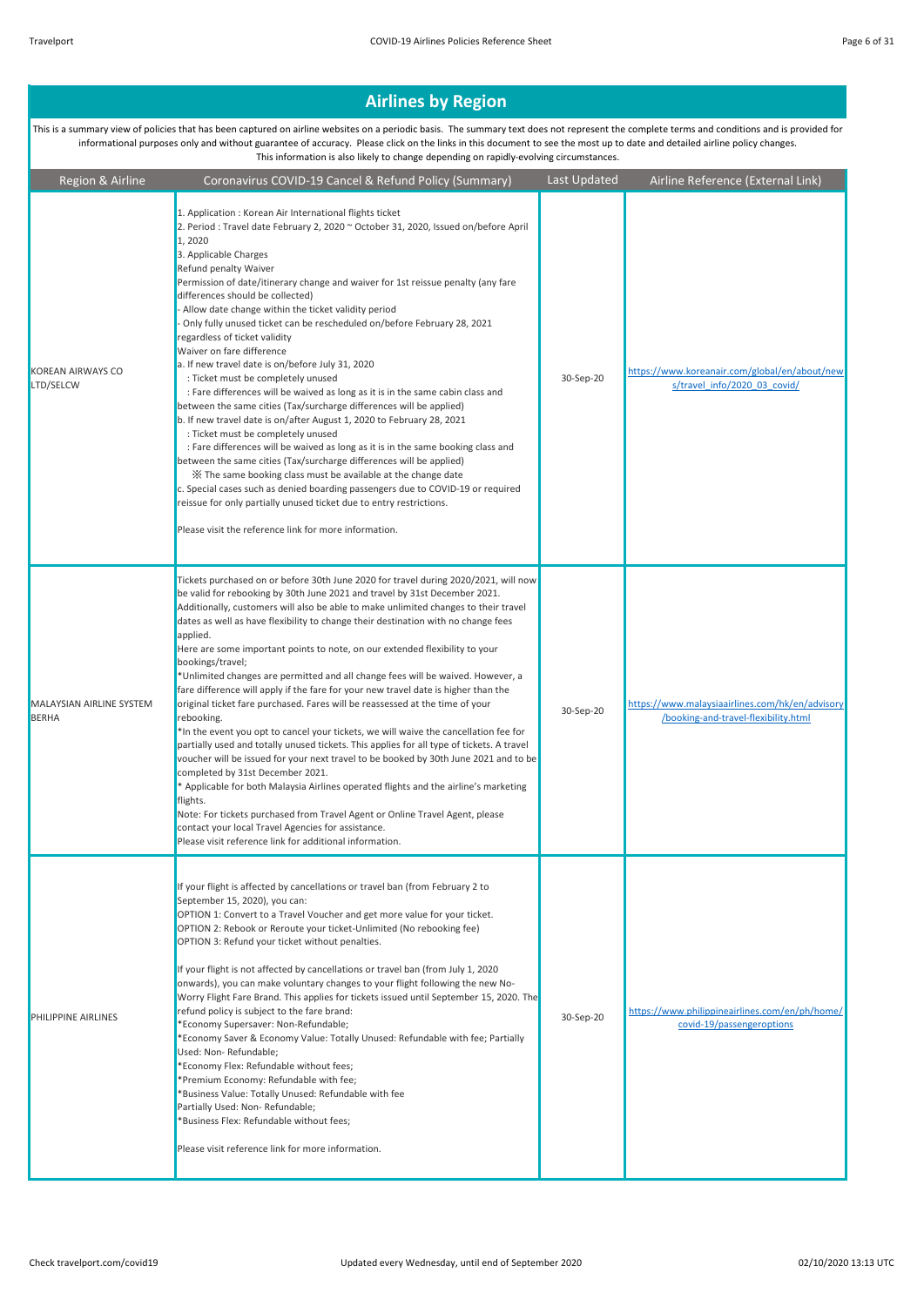## Airlines by Region

This is a summary view of policies that has been captured on airline websites on a periodic basis. The summary text does not represent the complete terms and conditions and is provided for informational purposes only and without guarantee of accuracy. Please click on the links in this document to see the most up to date and detailed airline policy changes. This information is also likely to change depending on rapidly-evolving circumstances.

| Region & Airline | Coronavirus COVID-19 Cancel & Refund Policy (Summary) | Last Updated | Airline Reference (External Link) |
|---|---|---|---|
| KOREAN AIRWAYS CO LTD/SELCW | 1. Application : Korean Air International flights ticket<br>2. Period : Travel date February 2, 2020 ~ October 31, 2020, Issued on/before April 1, 2020<br>3. Applicable Charges<br>Refund penalty Waiver<br>Permission of date/itinerary change and waiver for 1st reissue penalty (any fare differences should be collected)<br>- Allow date change within the ticket validity period<br>- Only fully unused ticket can be rescheduled on/before February 28, 2021 regardless of ticket validity<br>Waiver on fare difference<br>a. If new travel date is on/before July 31, 2020<br>: Ticket must be completely unused<br>: Fare differences will be waived as long as it is in the same cabin class and between the same cities (Tax/surcharge differences will be applied)<br>b. If new travel date is on/after August 1, 2020 to February 28, 2021<br>: Ticket must be completely unused<br>: Fare differences will be waived as long as it is in the same booking class and between the same cities (Tax/surcharge differences will be applied)<br>※ The same booking class must be available at the change date<br>c. Special cases such as denied boarding passengers due to COVID-19 or required reissue for only partially unused ticket due to entry restrictions.<br><br>Please visit the reference link for more information. | 30-Sep-20 | https://www.koreanair.com/global/en/about/news/travel_info/2020_03_covid/ |
| MALAYSIAN AIRLINE SYSTEM BERHA | Tickets purchased on or before 30th June 2020 for travel during 2020/2021, will now be valid for rebooking by 30th June 2021 and travel by 31st December 2021. Additionally, customers will also be able to make unlimited changes to their travel dates as well as have flexibility to change their destination with no change fees applied.<br>Here are some important points to note, on our extended flexibility to your bookings/travel;<br>*Unlimited changes are permitted and all change fees will be waived. However, a fare difference will apply if the fare for your new travel date is higher than the original ticket fare purchased. Fares will be reassessed at the time of your rebooking.<br>*In the event you opt to cancel your tickets, we will waive the cancellation fee for partially used and totally unused tickets. This applies for all type of tickets. A travel voucher will be issued for your next travel to be booked by 30th June 2021 and to be completed by 31st December 2021.<br>* Applicable for both Malaysia Airlines operated flights and the airline's marketing flights.<br>Note: For tickets purchased from Travel Agent or Online Travel Agent, please contact your local Travel Agencies for assistance.<br>Please visit reference link for additional information. | 30-Sep-20 | https://www.malaysiaairlines.com/hk/en/advisory/booking-and-travel-flexibility.html |
| PHILIPPINE AIRLINES | If your flight is affected by cancellations or travel ban (from February 2 to September 15, 2020), you can:<br>OPTION 1: Convert to a Travel Voucher and get more value for your ticket.<br>OPTION 2: Rebook or Reroute your ticket-Unlimited (No rebooking fee)<br>OPTION 3: Refund your ticket without penalties.<br><br>If your flight is not affected by cancellations or travel ban (from July 1, 2020 onwards), you can make voluntary changes to your flight following the new No-Worry Flight Fare Brand. This applies for tickets issued until September 15, 2020. The refund policy is subject to the fare brand:<br>*Economy Supersaver: Non-Refundable;<br>*Economy Saver & Economy Value: Totally Unused: Refundable with fee; Partially Used: Non- Refundable;<br>*Economy Flex: Refundable without fees;<br>*Premium Economy: Refundable with fee;<br>*Business Value: Totally Unused: Refundable with fee<br>Partially Used: Non- Refundable;<br>*Business Flex: Refundable without fees;<br><br>Please visit reference link for more information. | 30-Sep-20 | https://www.philippineairlines.com/en/ph/home/covid-19/passengeroptions |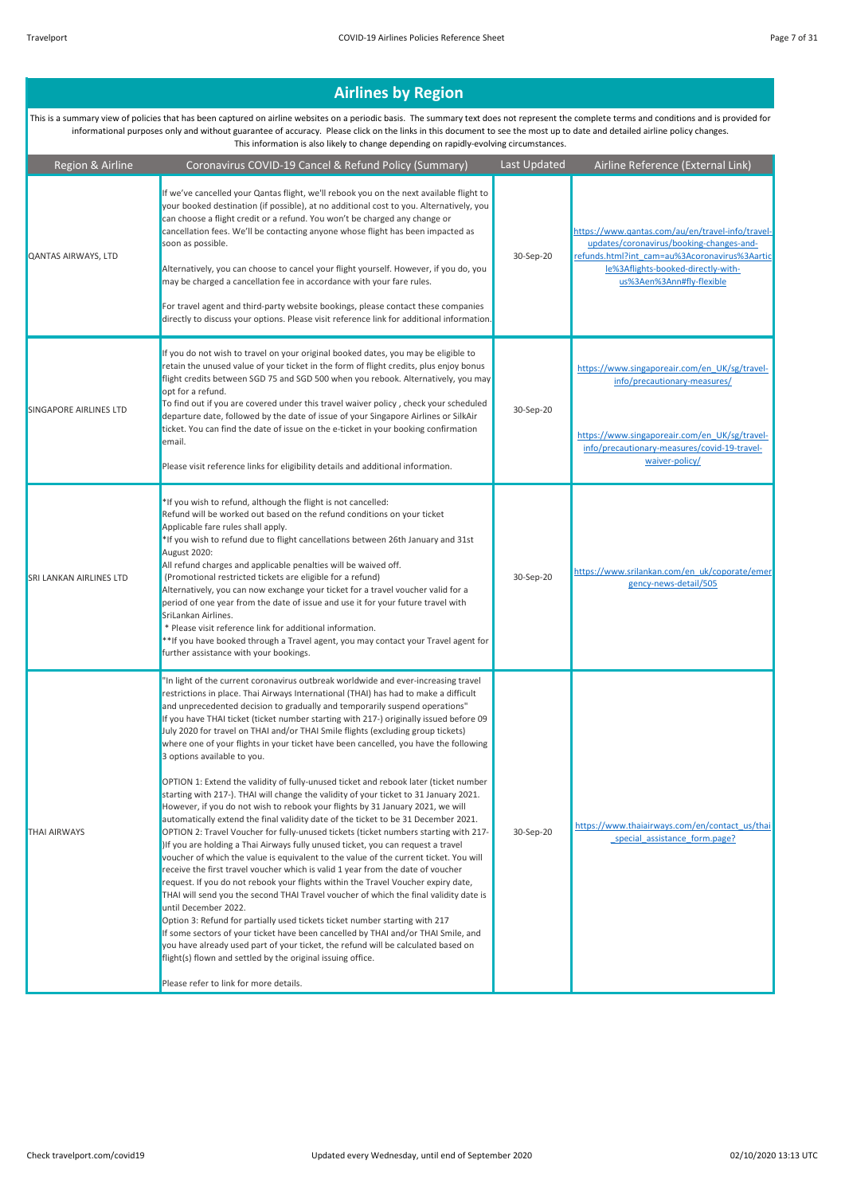# Airlines by Region

This is a summary view of policies that has been captured on airline websites on a periodic basis. The summary text does not represent the complete terms and conditions and is provided for informational purposes only and without guarantee of accuracy. Please click on the links in this document to see the most up to date and detailed airline policy changes. This information is also likely to change depending on rapidly-evolving circumstances.

| Region & Airline | Coronavirus COVID-19 Cancel & Refund Policy (Summary) | Last Updated | Airline Reference (External Link) |
|---|---|---|---|
| QANTAS AIRWAYS, LTD | If we've cancelled your Qantas flight, we'll rebook you on the next available flight to your booked destination (if possible), at no additional cost to you. Alternatively, you can choose a flight credit or a refund. You won't be charged any change or cancellation fees. We'll be contacting anyone whose flight has been impacted as soon as possible.<br><br>Alternatively, you can choose to cancel your flight yourself. However, if you do, you may be charged a cancellation fee in accordance with your fare rules.<br><br>For travel agent and third-party website bookings, please contact these companies directly to discuss your options. Please visit reference link for additional information. | 30-Sep-20 | https://www.qantas.com/au/en/travel-info/travel-updates/coronavirus/booking-changes-and-refunds.html?int_cam=au%3Acoronavirus%3Aarticle%3Aflights-booked-directly-with-us%3Aen%3Ann#fly-flexible |
| SINGAPORE AIRLINES LTD | If you do not wish to travel on your original booked dates, you may be eligible to retain the unused value of your ticket in the form of flight credits, plus enjoy bonus flight credits between SGD 75 and SGD 500 when you rebook. Alternatively, you may opt for a refund.<br>To find out if you are covered under this travel waiver policy , check your scheduled departure date, followed by the date of issue of your Singapore Airlines or SilkAir ticket. You can find the date of issue on the e-ticket in your booking confirmation email.<br><br>Please visit reference links for eligibility details and additional information. | 30-Sep-20 | https://www.singaporeair.com/en_UK/sg/travel-info/precautionary-measures/<br><br>https://www.singaporeair.com/en_UK/sg/travel-info/precautionary-measures/covid-19-travel-waiver-policy/ |
| SRI LANKAN AIRLINES LTD | *If you wish to refund, although the flight is not cancelled:<br>Refund will be worked out based on the refund conditions on your ticket<br>Applicable fare rules shall apply.<br>*If you wish to refund due to flight cancellations between 26th January and 31st August 2020:<br>All refund charges and applicable penalties will be waived off.<br>(Promotional restricted tickets are eligible for a refund)<br>Alternatively, you can now exchange your ticket for a travel voucher valid for a period of one year from the date of issue and use it for your future travel with SriLankan Airlines.<br>* Please visit reference link for additional information.<br>**If you have booked through a Travel agent, you may contact your Travel agent for further assistance with your bookings. | 30-Sep-20 | https://www.srilankan.com/en_uk/coporate/emergency-news-detail/505 |
| THAI AIRWAYS | "In light of the current coronavirus outbreak worldwide and ever-increasing travel restrictions in place. Thai Airways International (THAI) has had to make a difficult and unprecedented decision to gradually and temporarily suspend operations"<br>If you have THAI ticket (ticket number starting with 217-) originally issued before 09 July 2020 for travel on THAI and/or THAI Smile flights (excluding group tickets) where one of your flights in your ticket have been cancelled, you have the following 3 options available to you.<br><br>OPTION 1: Extend the validity of fully-unused ticket and rebook later (ticket number starting with 217-). THAI will change the validity of your ticket to 31 January 2021. However, if you do not wish to rebook your flights by 31 January 2021, we will automatically extend the final validity date of the ticket to be 31 December 2021.<br>OPTION 2: Travel Voucher for fully-unused tickets (ticket numbers starting with 217-)If you are holding a Thai Airways fully unused ticket, you can request a travel voucher of which the value is equivalent to the value of the current ticket. You will receive the first travel voucher which is valid 1 year from the date of voucher request. If you do not rebook your flights within the Travel Voucher expiry date, THAI will send you the second THAI Travel voucher of which the final validity date is until December 2022.<br>Option 3: Refund for partially used tickets ticket number starting with 217<br>If some sectors of your ticket have been cancelled by THAI and/or THAI Smile, and you have already used part of your ticket, the refund will be calculated based on flight(s) flown and settled by the original issuing office.<br><br>Please refer to link for more details. | 30-Sep-20 | https://www.thaiairways.com/en/contact_us/thai_special_assistance_form.page? |

Check travelport.com/covid19 — Updated every Wednesday, until end of September 2020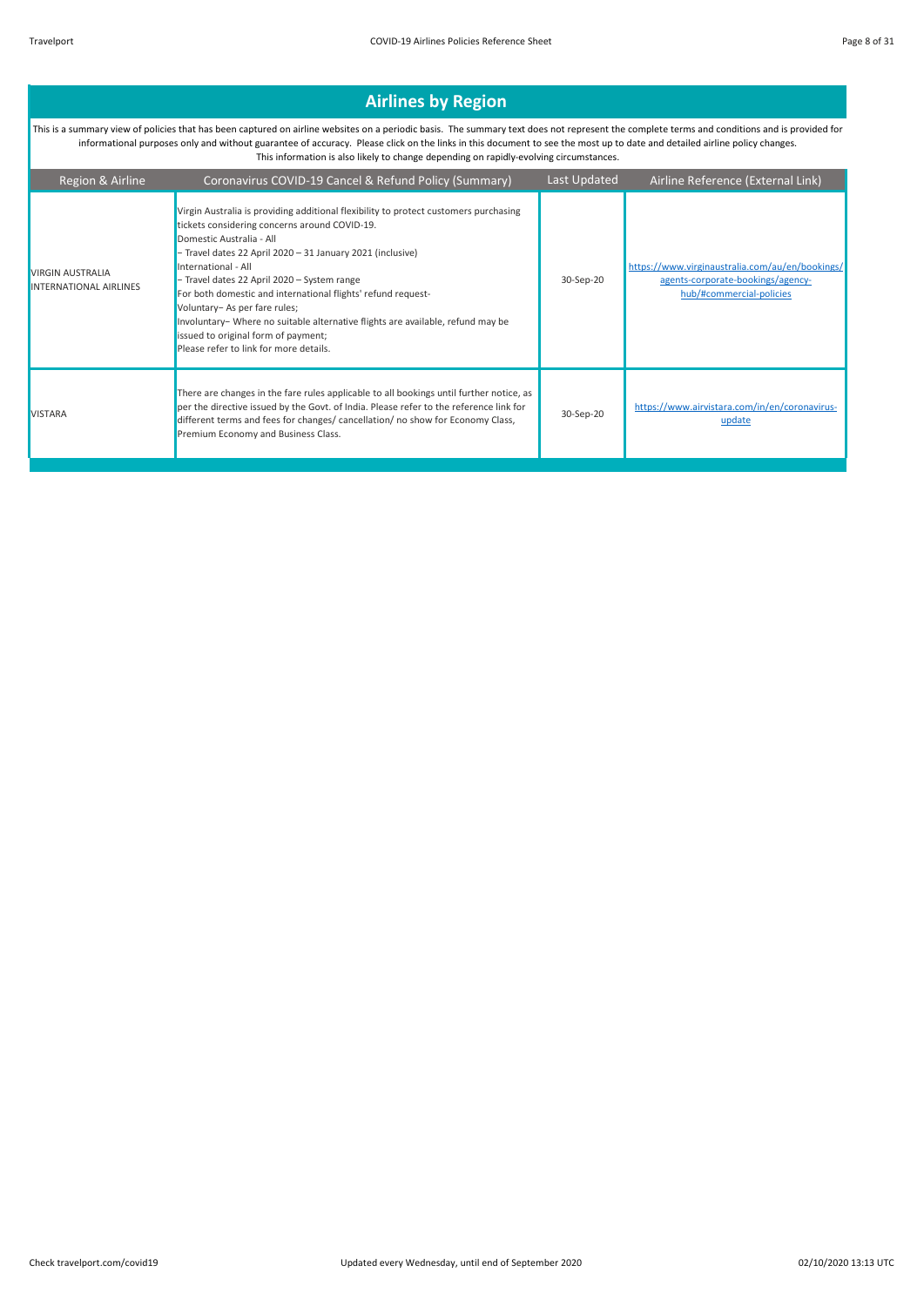# Airlines by Region

This is a summary view of policies that has been captured on airline websites on a periodic basis. The summary text does not represent the complete terms and conditions and is provided for informational purposes only and without guarantee of accuracy. Please click on the links in this document to see the most up to date and detailed airline policy changes. This information is also likely to change depending on rapidly-evolving circumstances.

| Region & Airline | Coronavirus COVID-19 Cancel & Refund Policy (Summary) | Last Updated | Airline Reference (External Link) |
|---|---|---|---|
| VIRGIN AUSTRALIA INTERNATIONAL AIRLINES | Virgin Australia is providing additional flexibility to protect customers purchasing tickets considering concerns around COVID-19.<br>Domestic Australia - All<br>– Travel dates 22 April 2020 – 31 January 2021 (inclusive)<br>International - All<br>– Travel dates 22 April 2020 – System range<br>For both domestic and international flights' refund request-<br>Voluntary– As per fare rules;<br>Involuntary– Where no suitable alternative flights are available, refund may be issued to original form of payment;<br>Please refer to link for more details. | 30-Sep-20 | https://www.virginaustralia.com/au/en/bookings/agents-corporate-bookings/agency-hub/#commercial-policies |
| VISTARA | There are changes in the fare rules applicable to all bookings until further notice, as per the directive issued by the Govt. of India. Please refer to the reference link for different terms and fees for changes/ cancellation/ no show for Economy Class, Premium Economy and Business Class. | 30-Sep-20 | https://www.airvistara.com/in/en/coronavirus-update |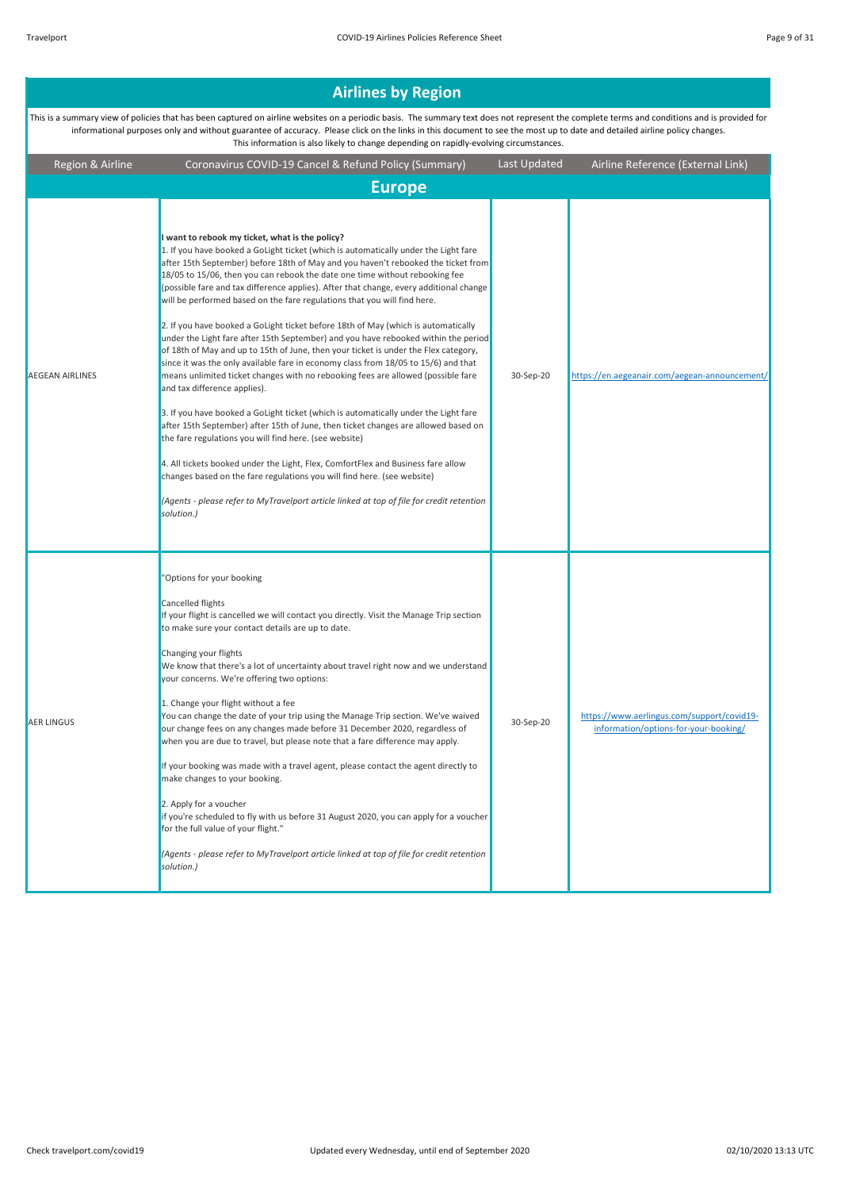## Airlines by Region

This is a summary view of policies that has been captured on airline websites on a periodic basis. The summary text does not represent the complete terms and conditions and is provided for informational purposes only and without guarantee of accuracy. Please click on the links in this document to see the most up to date and detailed airline policy changes. This information is also likely to change depending on rapidly-evolving circumstances.

| Region & Airline | Coronavirus COVID-19 Cancel & Refund Policy (Summary) | Last Updated | Airline Reference (External Link) |
|---|---|---|---|
| **Europe** | | | |
| AEGEAN AIRLINES | **I want to rebook my ticket, what is the policy?**<br>1. If you have booked a GoLight ticket (which is automatically under the Light fare after 15th September) before 18th of May and you haven't rebooked the ticket from 18/05 to 15/06, then you can rebook the date one time without rebooking fee (possible fare and tax difference applies). After that change, every additional change will be performed based on the fare regulations that you will find here.<br><br>2. If you have booked a GoLight ticket before 18th of May (which is automatically under the Light fare after 15th September) and you have rebooked within the period of 18th of May and up to 15th of June, then your ticket is under the Flex category, since it was the only available fare in economy class from 18/05 to 15/6) and that means unlimited ticket changes with no rebooking fees are allowed (possible fare and tax difference applies).<br><br>3. If you have booked a GoLight ticket (which is automatically under the Light fare after 15th September) after 15th of June, then ticket changes are allowed based on the fare regulations you will find here. (see website)<br><br>4. All tickets booked under the Light, Flex, ComfortFlex and Business fare allow changes based on the fare regulations you will find here. (see website)<br><br>*(Agents - please refer to MyTravelport article linked at top of file for credit retention solution.)* | 30-Sep-20 | https://en.aegeanair.com/aegean-announcement/ |
| AER LINGUS | "Options for your booking<br><br>Cancelled flights<br>If your flight is cancelled we will contact you directly. Visit the Manage Trip section to make sure your contact details are up to date.<br><br>Changing your flights<br>We know that there's a lot of uncertainty about travel right now and we understand your concerns. We're offering two options:<br><br>1. Change your flight without a fee<br>You can change the date of your trip using the Manage Trip section. We've waived our change fees on any changes made before 31 December 2020, regardless of when you are due to travel, but please note that a fare difference may apply.<br><br>If your booking was made with a travel agent, please contact the agent directly to make changes to your booking.<br><br>2. Apply for a voucher<br>if you're scheduled to fly with us before 31 August 2020, you can apply for a voucher for the full value of your flight."<br><br>*(Agents - please refer to MyTravelport article linked at top of file for credit retention solution.)* | 30-Sep-20 | https://www.aerlingus.com/support/covid19-information/options-for-your-booking/ |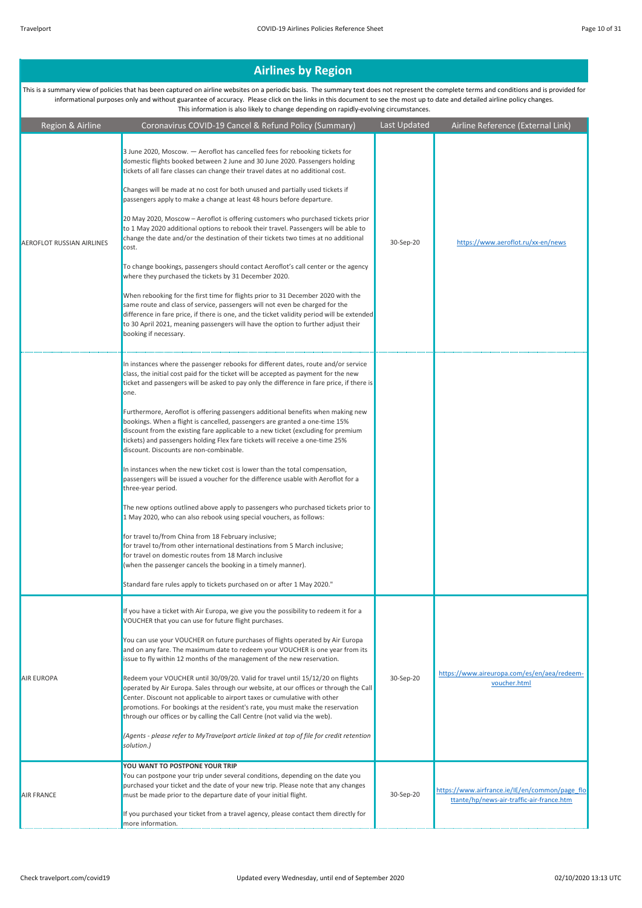## Airlines by Region

This is a summary view of policies that has been captured on airline websites on a periodic basis. The summary text does not represent the complete terms and conditions and is provided for informational purposes only and without guarantee of accuracy. Please click on the links in this document to see the most up to date and detailed airline policy changes. This information is also likely to change depending on rapidly-evolving circumstances.

| Region & Airline | Coronavirus COVID-19 Cancel & Refund Policy (Summary) | Last Updated | Airline Reference (External Link) |
|---|---|---|---|
| AEROFLOT RUSSIAN AIRLINES | 3 June 2020, Moscow. — Aeroflot has cancelled fees for rebooking tickets for domestic flights booked between 2 June and 30 June 2020. Passengers holding tickets of all fare classes can change their travel dates at no additional cost.<br><br>Changes will be made at no cost for both unused and partially used tickets if passengers apply to make a change at least 48 hours before departure.<br><br>20 May 2020, Moscow – Aeroflot is offering customers who purchased tickets prior to 1 May 2020 additional options to rebook their travel. Passengers will be able to change the date and/or the destination of their tickets two times at no additional cost.<br><br>To change bookings, passengers should contact Aeroflot's call center or the agency where they purchased the tickets by 31 December 2020.<br><br>When rebooking for the first time for flights prior to 31 December 2020 with the same route and class of service, passengers will not even be charged for the difference in fare price, if there is one, and the ticket validity period will be extended to 30 April 2021, meaning passengers will have the option to further adjust their booking if necessary. | 30-Sep-20 | https://www.aeroflot.ru/xx-en/news |
| | In instances where the passenger rebooks for different dates, route and/or service class, the initial cost paid for the ticket will be accepted as payment for the new ticket and passengers will be asked to pay only the difference in fare price, if there is one.<br><br>Furthermore, Aeroflot is offering passengers additional benefits when making new bookings. When a flight is cancelled, passengers are granted a one-time 15% discount from the existing fare applicable to a new ticket (excluding for premium tickets) and passengers holding Flex fare tickets will receive a one-time 25% discount. Discounts are non-combinable.<br><br>In instances when the new ticket cost is lower than the total compensation, passengers will be issued a voucher for the difference usable with Aeroflot for a three-year period.<br><br>The new options outlined above apply to passengers who purchased tickets prior to 1 May 2020, who can also rebook using special vouchers, as follows:<br><br>for travel to/from China from 18 February inclusive;<br>for travel to/from other international destinations from 5 March inclusive;<br>for travel on domestic routes from 18 March inclusive<br>(when the passenger cancels the booking in a timely manner).<br><br>Standard fare rules apply to tickets purchased on or after 1 May 2020." | | |
| AIR EUROPA | If you have a ticket with Air Europa, we give you the possibility to redeem it for a VOUCHER that you can use for future flight purchases.<br><br>You can use your VOUCHER on future purchases of flights operated by Air Europa and on any fare. The maximum date to redeem your VOUCHER is one year from its issue to fly within 12 months of the management of the new reservation.<br><br>Redeem your VOUCHER until 30/09/20. Valid for travel until 15/12/20 on flights operated by Air Europa. Sales through our website, at our offices or through the Call Center. Discount not applicable to airport taxes or cumulative with other promotions. For bookings at the resident's rate, you must make the reservation through our offices or by calling the Call Centre (not valid via the web).<br><br>*(Agents - please refer to MyTravelport article linked at top of file for credit retention solution.)* | 30-Sep-20 | https://www.aireuropa.com/es/en/aea/redeem-voucher.html |
| AIR FRANCE | **YOU WANT TO POSTPONE YOUR TRIP**<br>You can postpone your trip under several conditions, depending on the date you purchased your ticket and the date of your new trip. Please note that any changes must be made prior to the departure date of your initial flight.<br><br>If you purchased your ticket from a travel agency, please contact them directly for more information. | 30-Sep-20 | https://www.airfrance.ie/IE/en/common/page_flottante/hp/news-air-traffic-air-france.htm |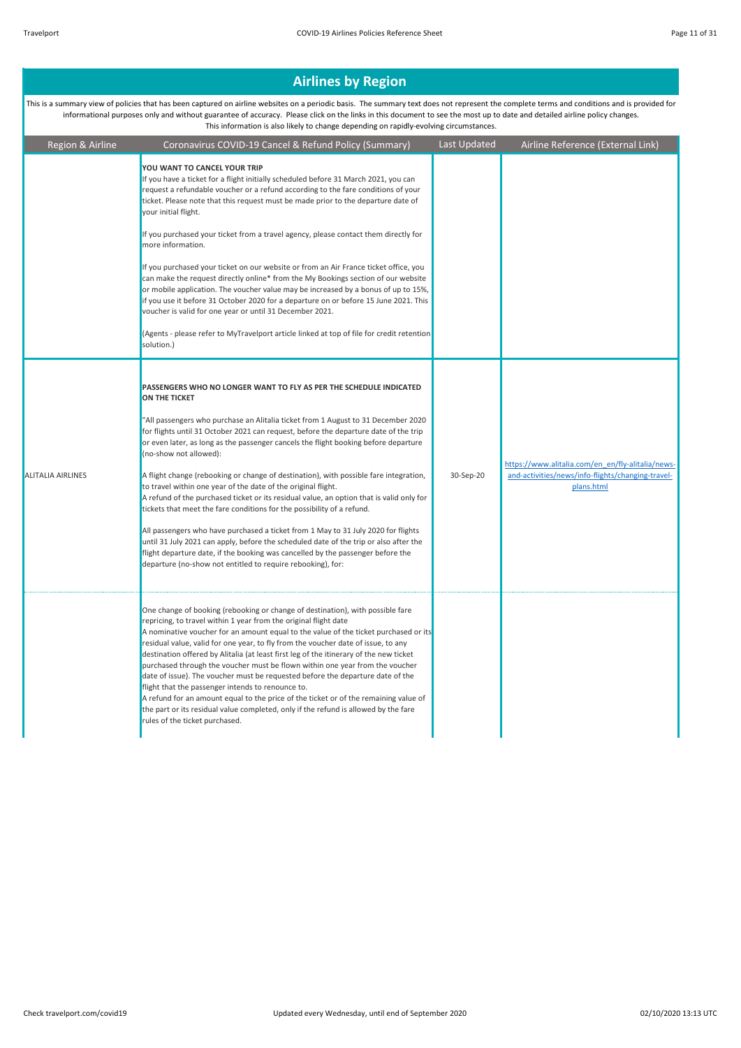## Airlines by Region

This is a summary view of policies that has been captured on airline websites on a periodic basis. The summary text does not represent the complete terms and conditions and is provided for informational purposes only and without guarantee of accuracy. Please click on the links in this document to see the most up to date and detailed airline policy changes. This information is also likely to change depending on rapidly-evolving circumstances.

| Region & Airline | Coronavirus COVID-19 Cancel & Refund Policy (Summary) | Last Updated | Airline Reference (External Link) |
|---|---|---|---|
| | **YOU WANT TO CANCEL YOUR TRIP**<br>If you have a ticket for a flight initially scheduled before 31 March 2021, you can request a refundable voucher or a refund according to the fare conditions of your ticket. Please note that this request must be made prior to the departure date of your initial flight.<br><br>If you purchased your ticket from a travel agency, please contact them directly for more information.<br><br>If you purchased your ticket on our website or from an Air France ticket office, you can make the request directly online* from the My Bookings section of our website or mobile application. The voucher value may be increased by a bonus of up to 15%, if you use it before 31 October 2020 for a departure on or before 15 June 2021. This voucher is valid for one year or until 31 December 2021.<br><br>(Agents - please refer to MyTravelport article linked at top of file for credit retention solution.) | | |
| ALITALIA AIRLINES | **PASSENGERS WHO NO LONGER WANT TO FLY AS PER THE SCHEDULE INDICATED ON THE TICKET**<br><br>"All passengers who purchase an Alitalia ticket from 1 August to 31 December 2020 for flights until 31 October 2021 can request, before the departure date of the trip or even later, as long as the passenger cancels the flight booking before departure (no-show not allowed):<br><br>A flight change (rebooking or change of destination), with possible fare integration, to travel within one year of the date of the original flight.<br>A refund of the purchased ticket or its residual value, an option that is valid only for tickets that meet the fare conditions for the possibility of a refund.<br><br>All passengers who have purchased a ticket from 1 May to 31 July 2020 for flights until 31 July 2021 can apply, before the scheduled date of the trip or also after the flight departure date, if the booking was cancelled by the passenger before the departure (no-show not entitled to require rebooking), for: | 30-Sep-20 | https://www.alitalia.com/en_en/fly-alitalia/news-and-activities/news/info-flights/changing-travel-plans.html |
| | One change of booking (rebooking or change of destination), with possible fare repricing, to travel within 1 year from the original flight date<br>A nominative voucher for an amount equal to the value of the ticket purchased or its residual value, valid for one year, to fly from the voucher date of issue, to any destination offered by Alitalia (at least first leg of the itinerary of the new ticket purchased through the voucher must be flown within one year from the voucher date of issue). The voucher must be requested before the departure date of the flight that the passenger intends to renounce to.<br>A refund for an amount equal to the price of the ticket or of the remaining value of the part or its residual value completed, only if the refund is allowed by the fare rules of the ticket purchased. | | |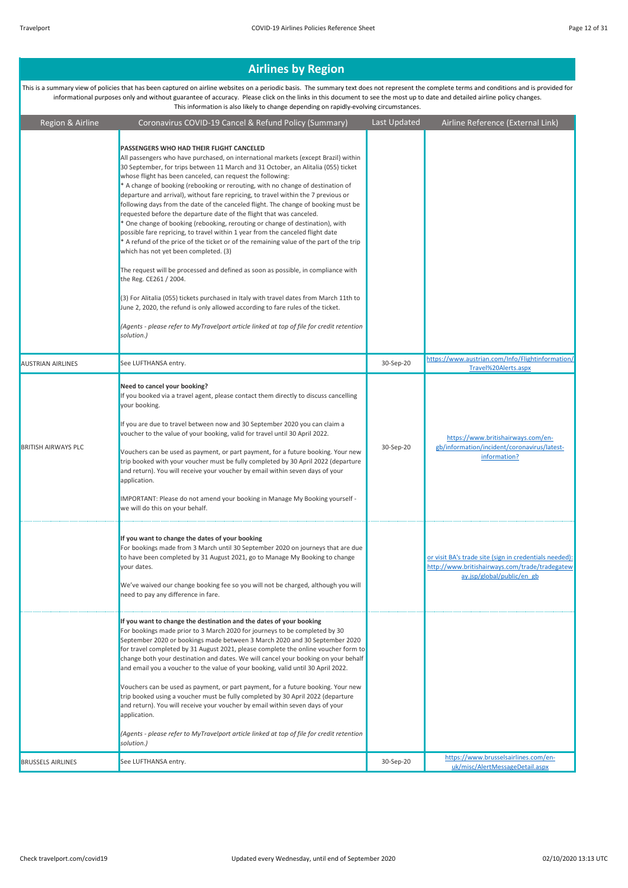## Airlines by Region

This is a summary view of policies that has been captured on airline websites on a periodic basis. The summary text does not represent the complete terms and conditions and is provided for informational purposes only and without guarantee of accuracy. Please click on the links in this document to see the most up to date and detailed airline policy changes. This information is also likely to change depending on rapidly-evolving circumstances.

| Region & Airline | Coronavirus COVID-19 Cancel & Refund Policy (Summary) | Last Updated | Airline Reference (External Link) |
|---|---|---|---|
| | **PASSENGERS WHO HAD THEIR FLIGHT CANCELED**<br>All passengers who have purchased, on international markets (except Brazil) within 30 September, for trips between 11 March and 31 October, an Alitalia (055) ticket whose flight has been canceled, can request the following:<br>* A change of booking (rebooking or rerouting, with no change of destination of departure and arrival), without fare repricing, to travel within the 7 previous or following days from the date of the canceled flight. The change of booking must be requested before the departure date of the flight that was canceled.<br>* One change of booking (rebooking, rerouting or change of destination), with possible fare repricing, to travel within 1 year from the canceled flight date<br>* A refund of the price of the ticket or of the remaining value of the part of the trip which has not yet been completed. (3)<br><br>The request will be processed and defined as soon as possible, in compliance with the Reg. CE261 / 2004.<br><br>(3) For Alitalia (055) tickets purchased in Italy with travel dates from March 11th to June 2, 2020, the refund is only allowed according to fare rules of the ticket.<br><br>*(Agents - please refer to MyTravelport article linked at top of file for credit retention solution.)* | | |
| AUSTRIAN AIRLINES | See LUFTHANSA entry. | 30-Sep-20 | https://www.austrian.com/Info/Flightinformation/Travel%20Alerts.aspx |
| BRITISH AIRWAYS PLC | **Need to cancel your booking?**<br>If you booked via a travel agent, please contact them directly to discuss cancelling your booking.<br><br>If you are due to travel between now and 30 September 2020 you can claim a voucher to the value of your booking, valid for travel until 30 April 2022.<br><br>Vouchers can be used as payment, or part payment, for a future booking. Your new trip booked with your voucher must be fully completed by 30 April 2022 (departure and return). You will receive your voucher by email within seven days of your application.<br><br>IMPORTANT: Please do not amend your booking in Manage My Booking yourself - we will do this on your behalf. | 30-Sep-20 | https://www.britishairways.com/en-gb/information/incident/coronavirus/latest-information? |
| | **If you want to change the dates of your booking**<br>For bookings made from 3 March until 30 September 2020 on journeys that are due to have been completed by 31 August 2021, go to Manage My Booking to change your dates.<br><br>We've waived our change booking fee so you will not be charged, although you will need to pay any difference in fare. | | or visit BA's trade site (sign in credentials needed): http://www.britishairways.com/trade/tradegateway.jsp/global/public/en_gb |
| | **If you want to change the destination and the dates of your booking**<br>For bookings made prior to 3 March 2020 for journeys to be completed by 30 September 2020 or bookings made between 3 March 2020 and 30 September 2020 for travel completed by 31 August 2021, please complete the online voucher form to change both your destination and dates. We will cancel your booking on your behalf and email you a voucher to the value of your booking, valid until 30 April 2022.<br><br>Vouchers can be used as payment, or part payment, for a future booking. Your new trip booked using a voucher must be fully completed by 30 April 2022 (departure and return). You will receive your voucher by email within seven days of your application.<br><br>*(Agents - please refer to MyTravelport article linked at top of file for credit retention solution.)* | | |
| BRUSSELS AIRLINES | See LUFTHANSA entry. | 30-Sep-20 | https://www.brusselsairlines.com/en-uk/misc/AlertMessageDetail.aspx |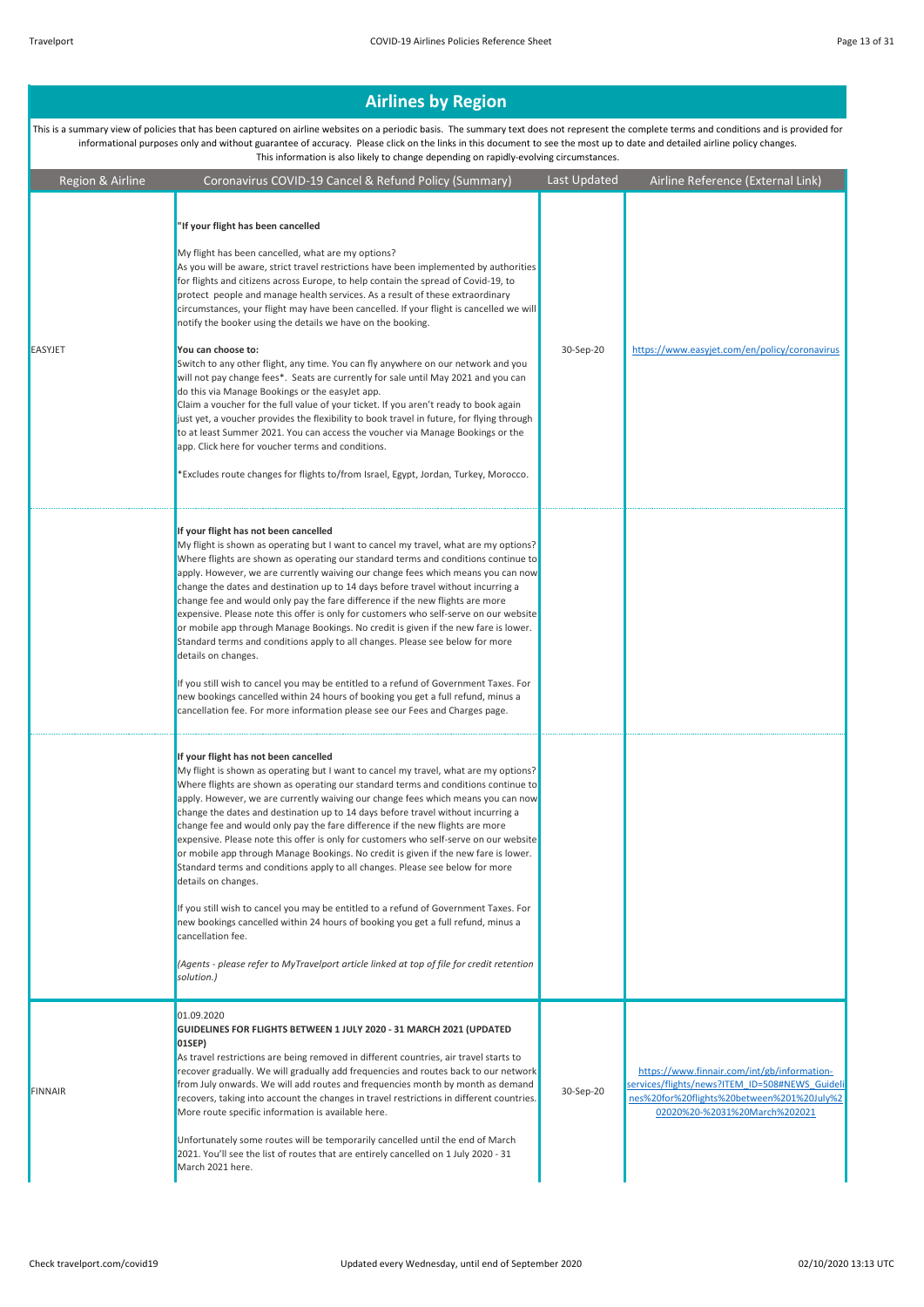## Airlines by Region

This is a summary view of policies that has been captured on airline websites on a periodic basis. The summary text does not represent the complete terms and conditions and is provided for informational purposes only and without guarantee of accuracy. Please click on the links in this document to see the most up to date and detailed airline policy changes. This information is also likely to change depending on rapidly-evolving circumstances.

| Region & Airline | Coronavirus COVID-19 Cancel & Refund Policy (Summary) | Last Updated | Airline Reference (External Link) |
|---|---|---|---|
| EASYJET | "**If your flight has been cancelled**<br><br>My flight has been cancelled, what are my options?<br>As you will be aware, strict travel restrictions have been implemented by authorities for flights and citizens across Europe, to help contain the spread of Covid-19, to protect people and manage health services. As a result of these extraordinary circumstances, your flight may have been cancelled. If your flight is cancelled we will notify the booker using the details we have on the booking.<br><br>**You can choose to:**<br>Switch to any other flight, any time. You can fly anywhere on our network and you will not pay change fees*. Seats are currently for sale until May 2021 and you can do this via Manage Bookings or the easyJet app.<br>Claim a voucher for the full value of your ticket. If you aren't ready to book again just yet, a voucher provides the flexibility to book travel in future, for flying through to at least Summer 2021. You can access the voucher via Manage Bookings or the app. Click here for voucher terms and conditions.<br><br>*Excludes route changes for flights to/from Israel, Egypt, Jordan, Turkey, Morocco. | 30-Sep-20 | https://www.easyjet.com/en/policy/coronavirus |
| | **If your flight has not been cancelled**<br>My flight is shown as operating but I want to cancel my travel, what are my options?<br>Where flights are shown as operating our standard terms and conditions continue to apply. However, we are currently waiving our change fees which means you can now change the dates and destination up to 14 days before travel without incurring a change fee and would only pay the fare difference if the new flights are more expensive. Please note this offer is only for customers who self-serve on our website or mobile app through Manage Bookings. No credit is given if the new fare is lower. Standard terms and conditions apply to all changes. Please see below for more details on changes.<br><br>If you still wish to cancel you may be entitled to a refund of Government Taxes. For new bookings cancelled within 24 hours of booking you get a full refund, minus a cancellation fee. For more information please see our Fees and Charges page. | | |
| | **If your flight has not been cancelled**<br>My flight is shown as operating but I want to cancel my travel, what are my options?<br>Where flights are shown as operating our standard terms and conditions continue to apply. However, we are currently waiving our change fees which means you can now change the dates and destination up to 14 days before travel without incurring a change fee and would only pay the fare difference if the new flights are more expensive. Please note this offer is only for customers who self-serve on our website or mobile app through Manage Bookings. No credit is given if the new fare is lower. Standard terms and conditions apply to all changes. Please see below for more details on changes.<br><br>If you still wish to cancel you may be entitled to a refund of Government Taxes. For new bookings cancelled within 24 hours of booking you get a full refund, minus a cancellation fee.<br><br>*(Agents - please refer to MyTravelport article linked at top of file for credit retention solution.)* | | |
| FINNAIR | 01.09.2020<br>**GUIDELINES FOR FLIGHTS BETWEEN 1 JULY 2020 - 31 MARCH 2021 (UPDATED 01SEP)**<br>As travel restrictions are being removed in different countries, air travel starts to recover gradually. We will gradually add frequencies and routes back to our network from July onwards. We will add routes and frequencies month by month as demand recovers, taking into account the changes in travel restrictions in different countries. More route specific information is available here.<br><br>Unfortunately some routes will be temporarily cancelled until the end of March 2021. You'll see the list of routes that are entirely cancelled on 1 July 2020 - 31 March 2021 here. | 30-Sep-20 | https://www.finnair.com/int/gb/information-services/flights/news?ITEM_ID=508#NEWS_Guidelines%20for%20flights%20between%201%20July%2020%20-%2031%20March%202021 |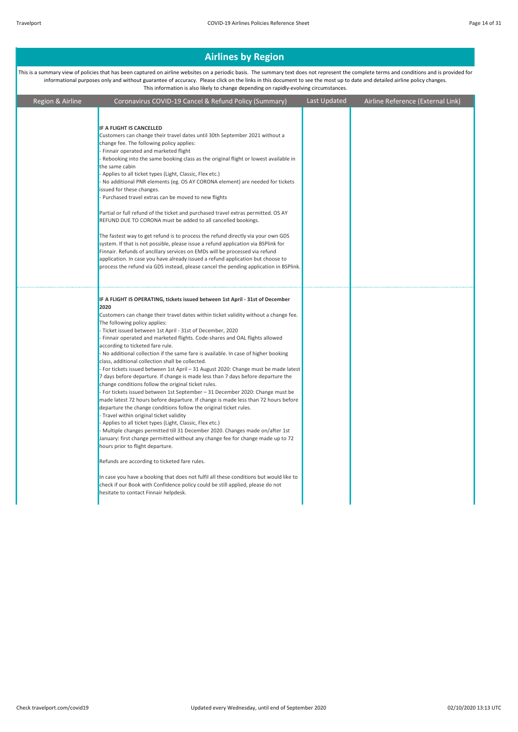## Airlines by Region

This is a summary view of policies that has been captured on airline websites on a periodic basis. The summary text does not represent the complete terms and conditions and is provided for informational purposes only and without guarantee of accuracy. Please click on the links in this document to see the most up to date and detailed airline policy changes. This information is also likely to change depending on rapidly-evolving circumstances.

| Region & Airline | Coronavirus COVID-19 Cancel & Refund Policy (Summary) | Last Updated | Airline Reference (External Link) |
|---|---|---|---|
| | **IF A FLIGHT IS CANCELLED**<br>Customers can change their travel dates until 30th September 2021 without a change fee. The following policy applies:<br>- Finnair operated and marketed flight<br>- Rebooking into the same booking class as the original flight or lowest available in the same cabin<br>- Applies to all ticket types (Light, Classic, Flex etc.)<br>- No additional PNR elements (eg. OS AY CORONA element) are needed for tickets issued for these changes.<br>- Purchased travel extras can be moved to new flights<br><br>Partial or full refund of the ticket and purchased travel extras permitted. OS AY REFUND DUE TO CORONA must be added to all cancelled bookings.<br><br>The fastest way to get refund is to process the refund directly via your own GDS system. If that is not possible, please issue a refund application via BSPlink for Finnair. Refunds of ancillary services on EMDs will be processed via refund application. In case you have already issued a refund application but choose to process the refund via GDS instead, please cancel the pending application in BSPlink. | | |
| | **IF A FLIGHT IS OPERATING, tickets issued between 1st April - 31st of December 2020**<br>Customers can change their travel dates within ticket validity without a change fee. The following policy applies:<br>- Ticket issued between 1st April - 31st of December, 2020<br>- Finnair operated and marketed flights. Code-shares and OAL flights allowed according to ticketed fare rule.<br>- No additional collection if the same fare is available. In case of higher booking class, additional collection shall be collected.<br>- For tickets issued between 1st April – 31 August 2020: Change must be made latest 7 days before departure. If change is made less than 7 days before departure the change conditions follow the original ticket rules.<br>- For tickets issued between 1st September – 31 December 2020: Change must be made latest 72 hours before departure. If change is made less than 72 hours before departure the change conditions follow the original ticket rules.<br>- Travel within original ticket validity<br>- Applies to all ticket types (Light, Classic, Flex etc.)<br>- Multiple changes permitted till 31 December 2020. Changes made on/after 1st January: first change permitted without any change fee for change made up to 72 hours prior to flight departure.<br><br>Refunds are according to ticketed fare rules.<br><br>In case you have a booking that does not fulfil all these conditions but would like to check if our Book with Confidence policy could be still applied, please do not hesitate to contact Finnair helpdesk. | | |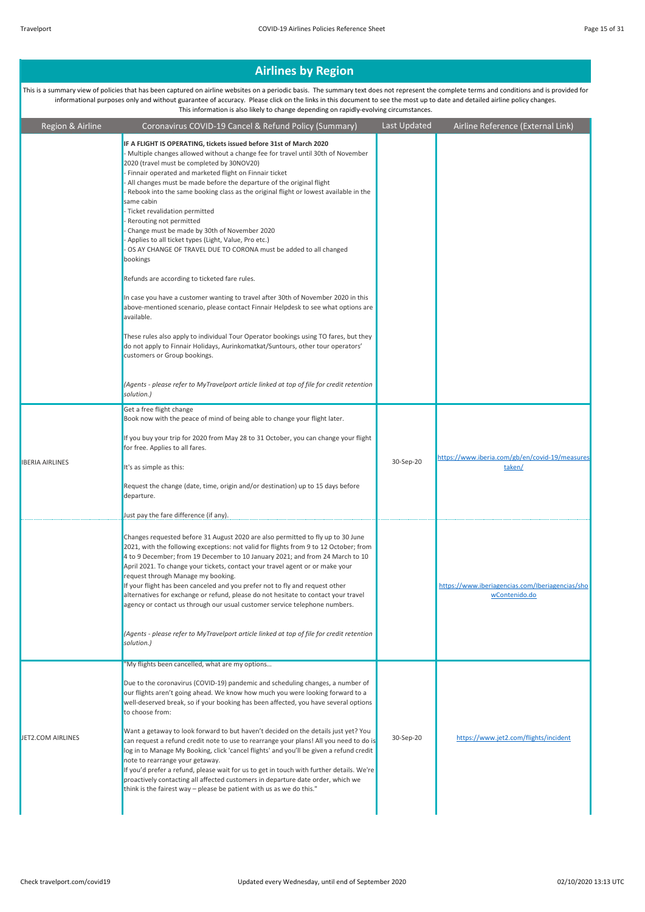## Airlines by Region

This is a summary view of policies that has been captured on airline websites on a periodic basis. The summary text does not represent the complete terms and conditions and is provided for informational purposes only and without guarantee of accuracy. Please click on the links in this document to see the most up to date and detailed airline policy changes. This information is also likely to change depending on rapidly-evolving circumstances.

| Region & Airline | Coronavirus COVID-19 Cancel & Refund Policy (Summary) | Last Updated | Airline Reference (External Link) |
|---|---|---|---|
| | **IF A FLIGHT IS OPERATING, tickets issued before 31st of March 2020**<br>- Multiple changes allowed without a change fee for travel until 30th of November 2020 (travel must be completed by 30NOV20)<br>- Finnair operated and marketed flight on Finnair ticket<br>- All changes must be made before the departure of the original flight<br>- Rebook into the same booking class as the original flight or lowest available in the same cabin<br>- Ticket revalidation permitted<br>- Rerouting not permitted<br>- Change must be made by 30th of November 2020<br>- Applies to all ticket types (Light, Value, Pro etc.)<br>- OS AY CHANGE OF TRAVEL DUE TO CORONA must be added to all changed bookings<br><br>Refunds are according to ticketed fare rules.<br><br>In case you have a customer wanting to travel after 30th of November 2020 in this above-mentioned scenario, please contact Finnair Helpdesk to see what options are available.<br><br>These rules also apply to individual Tour Operator bookings using TO fares, but they do not apply to Finnair Holidays, Aurinkomatkat/Suntours, other tour operators' customers or Group bookings.<br><br>*(Agents - please refer to MyTravelport article linked at top of file for credit retention solution.)* | | |
| IBERIA AIRLINES | Get a free flight change<br>Book now with the peace of mind of being able to change your flight later.<br><br>If you buy your trip for 2020 from May 28 to 31 October, you can change your flight for free. Applies to all fares.<br><br>It's as simple as this:<br><br>Request the change (date, time, origin and/or destination) up to 15 days before departure.<br><br>Just pay the fare difference (if any).<br><br>Changes requested before 31 August 2020 are also permitted to fly up to 30 June 2021, with the following exceptions: not valid for flights from 9 to 12 October; from 4 to 9 December; from 19 December to 10 January 2021; and from 24 March to 10 April 2021. To change your tickets, contact your travel agent or or make your request through Manage my booking.<br>If your flight has been canceled and you prefer not to fly and request other alternatives for exchange or refund, please do not hesitate to contact your travel agency or contact us through our usual customer service telephone numbers.<br><br>*(Agents - please refer to MyTravelport article linked at top of file for credit retention solution.)* | 30-Sep-20 | https://www.iberia.com/gb/en/covid-19/measures-taken/<br><br>https://www.iberiagencias.com/Iberiagencias/showContenido.do |
| JET2.COM AIRLINES | "My flights been cancelled, what are my options…<br><br>Due to the coronavirus (COVID-19) pandemic and scheduling changes, a number of our flights aren't going ahead. We know how much you were looking forward to a well-deserved break, so if your booking has been affected, you have several options to choose from:<br><br>Want a getaway to look forward to but haven't decided on the details just yet? You can request a refund credit note to use to rearrange your plans! All you need to do is log in to Manage My Booking, click 'cancel flights' and you'll be given a refund credit note to rearrange your getaway.<br>If you'd prefer a refund, please wait for us to get in touch with further details. We're proactively contacting all affected customers in departure date order, which we think is the fairest way – please be patient with us as we do this." | 30-Sep-20 | https://www.jet2.com/flights/incident |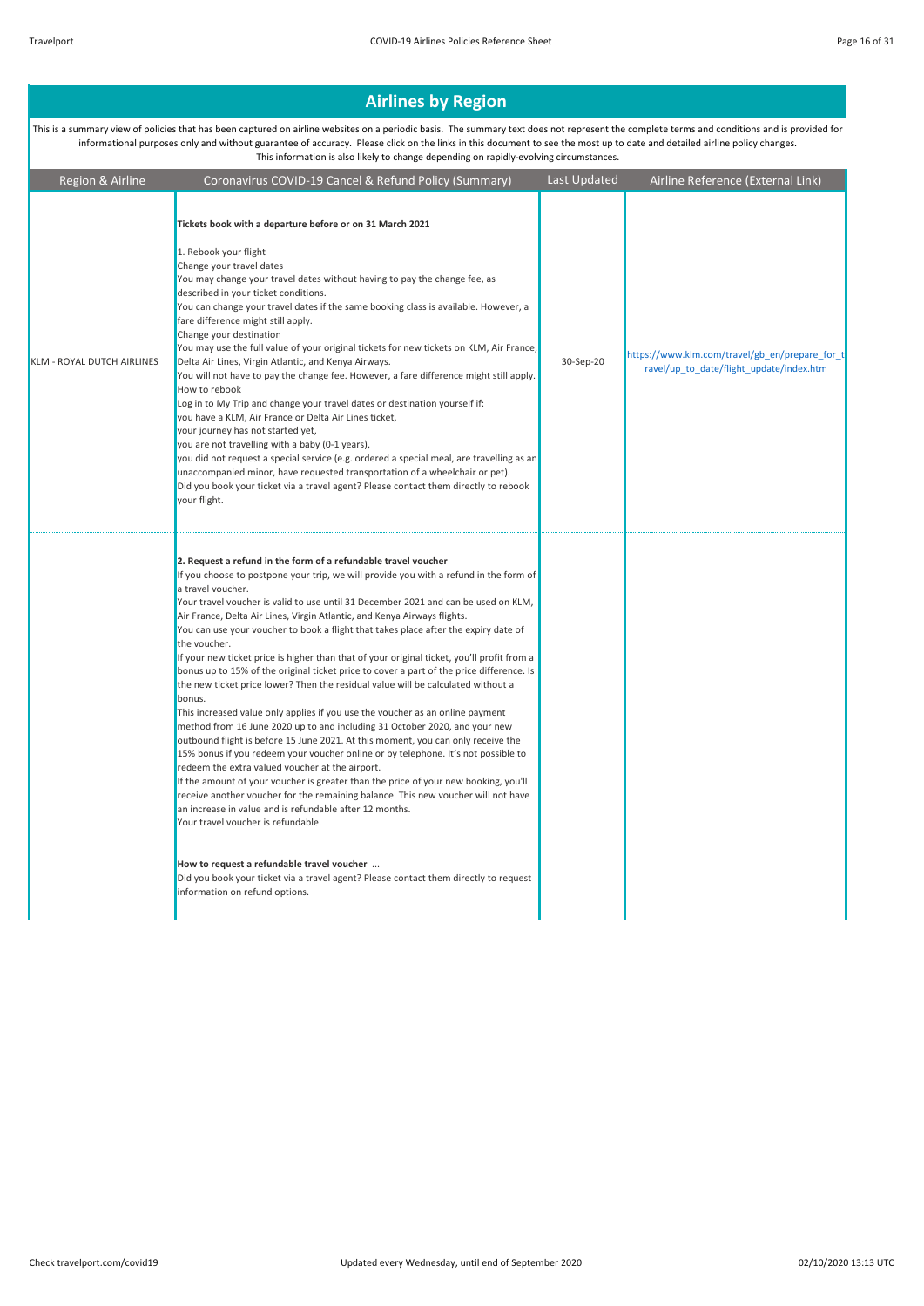## Airlines by Region

This is a summary view of policies that has been captured on airline websites on a periodic basis. The summary text does not represent the complete terms and conditions and is provided for informational purposes only and without guarantee of accuracy. Please click on the links in this document to see the most up to date and detailed airline policy changes. This information is also likely to change depending on rapidly-evolving circumstances.

| Region & Airline | Coronavirus COVID-19 Cancel & Refund Policy (Summary) | Last Updated | Airline Reference (External Link) |
|---|---|---|---|
| KLM - ROYAL DUTCH AIRLINES | **Tickets book with a departure before or on 31 March 2021**<br><br>1. Rebook your flight<br>Change your travel dates<br>You may change your travel dates without having to pay the change fee, as described in your ticket conditions.<br>You can change your travel dates if the same booking class is available. However, a fare difference might still apply.<br>Change your destination<br>You may use the full value of your original tickets for new tickets on KLM, Air France, Delta Air Lines, Virgin Atlantic, and Kenya Airways.<br>You will not have to pay the change fee. However, a fare difference might still apply.<br>How to rebook<br>Log in to My Trip and change your travel dates or destination yourself if:<br>you have a KLM, Air France or Delta Air Lines ticket,<br>your journey has not started yet,<br>you are not travelling with a baby (0-1 years),<br>you did not request a special service (e.g. ordered a special meal, are travelling as an unaccompanied minor, have requested transportation of a wheelchair or pet).<br>Did you book your ticket via a travel agent? Please contact them directly to rebook your flight. | 30-Sep-20 | https://www.klm.com/travel/gb_en/prepare_for_travel/up_to_date/flight_update/index.htm |
| | **2. Request a refund in the form of a refundable travel voucher**<br>If you choose to postpone your trip, we will provide you with a refund in the form of a travel voucher.<br>Your travel voucher is valid to use until 31 December 2021 and can be used on KLM, Air France, Delta Air Lines, Virgin Atlantic, and Kenya Airways flights.<br>You can use your voucher to book a flight that takes place after the expiry date of the voucher.<br>If your new ticket price is higher than that of your original ticket, you'll profit from a bonus up to 15% of the original ticket price to cover a part of the price difference. Is the new ticket price lower? Then the residual value will be calculated without a bonus.<br>This increased value only applies if you use the voucher as an online payment method from 16 June 2020 up to and including 31 October 2020, and your new outbound flight is before 15 June 2021. At this moment, you can only receive the 15% bonus if you redeem your voucher online or by telephone. It's not possible to redeem the extra valued voucher at the airport.<br>If the amount of your voucher is greater than the price of your new booking, you'll receive another voucher for the remaining balance. This new voucher will not have an increase in value and is refundable after 12 months.<br>Your travel voucher is refundable.<br><br>**How to request a refundable travel voucher** ...<br>Did you book your ticket via a travel agent? Please contact them directly to request information on refund options. | | |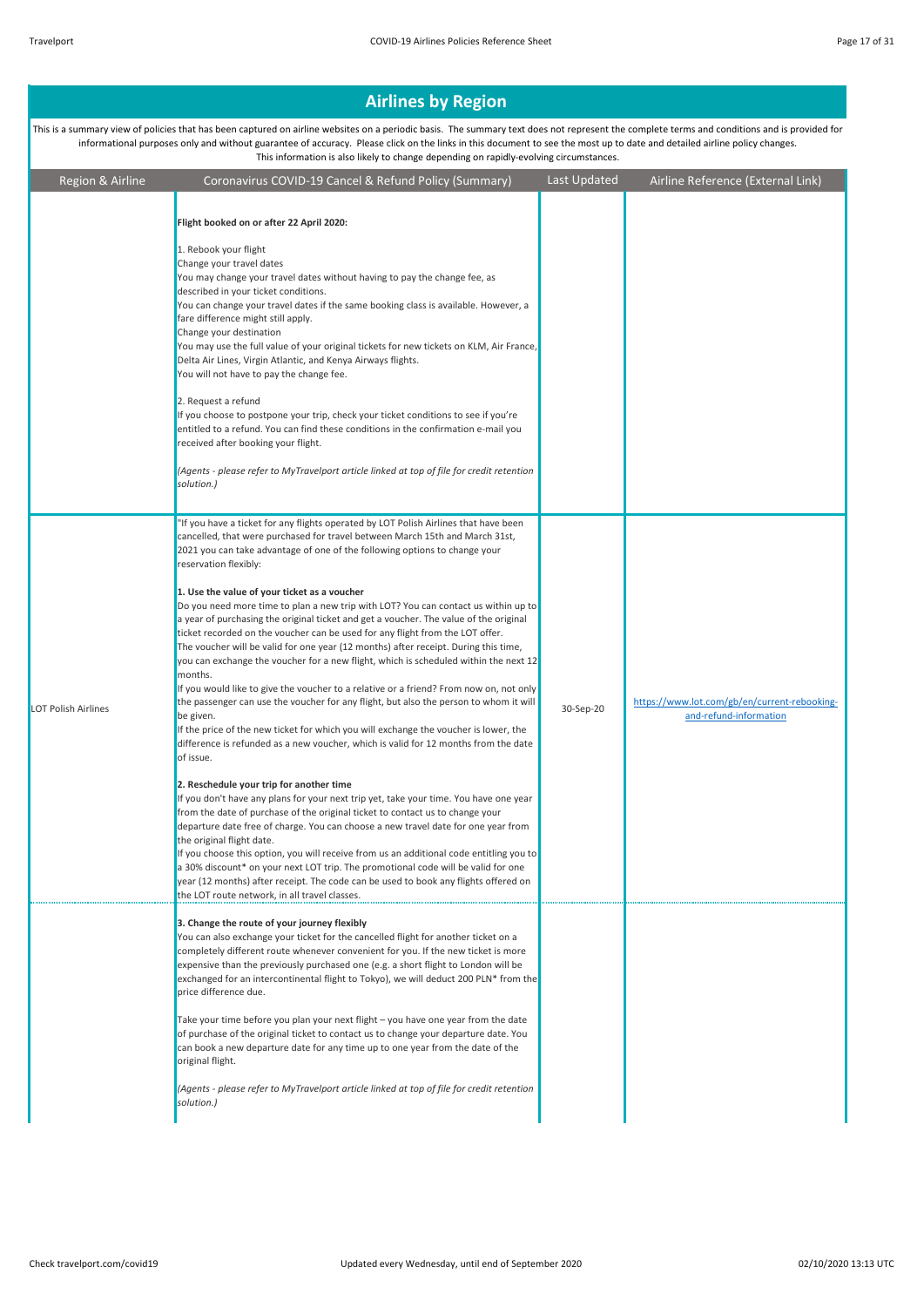# Airlines by Region

This is a summary view of policies that has been captured on airline websites on a periodic basis. The summary text does not represent the complete terms and conditions and is provided for informational purposes only and without guarantee of accuracy. Please click on the links in this document to see the most up to date and detailed airline policy changes. This information is also likely to change depending on rapidly-evolving circumstances.

| Region & Airline | Coronavirus COVID-19 Cancel & Refund Policy (Summary) | Last Updated | Airline Reference (External Link) |
|---|---|---|---|
| | **Flight booked on or after 22 April 2020:**<br><br>1. Rebook your flight<br>Change your travel dates<br>You may change your travel dates without having to pay the change fee, as described in your ticket conditions.<br>You can change your travel dates if the same booking class is available. However, a fare difference might still apply.<br>Change your destination<br>You may use the full value of your original tickets for new tickets on KLM, Air France, Delta Air Lines, Virgin Atlantic, and Kenya Airways flights.<br>You will not have to pay the change fee.<br><br>2. Request a refund<br>If you choose to postpone your trip, check your ticket conditions to see if you're entitled to a refund. You can find these conditions in the confirmation e-mail you received after booking your flight.<br><br>*(Agents - please refer to MyTravelport article linked at top of file for credit retention solution.)* | | |
| LOT Polish Airlines | "If you have a ticket for any flights operated by LOT Polish Airlines that have been cancelled, that were purchased for travel between March 15th and March 31st, 2021 you can take advantage of one of the following options to change your reservation flexibly:<br><br>**1. Use the value of your ticket as a voucher**<br>Do you need more time to plan a new trip with LOT? You can contact us within up to a year of purchasing the original ticket and get a voucher. The value of the original ticket recorded on the voucher can be used for any flight from the LOT offer.<br>The voucher will be valid for one year (12 months) after receipt. During this time, you can exchange the voucher for a new flight, which is scheduled within the next 12 months.<br>If you would like to give the voucher to a relative or a friend? From now on, not only the passenger can use the voucher for any flight, but also the person to whom it will be given.<br>If the price of the new ticket for which you will exchange the voucher is lower, the difference is refunded as a new voucher, which is valid for 12 months from the date of issue.<br><br>**2. Reschedule your trip for another time**<br>If you don't have any plans for your next trip yet, take your time. You have one year from the date of purchase of the original ticket to contact us to change your departure date free of charge. You can choose a new travel date for one year from the original flight date.<br>If you choose this option, you will receive from us an additional code entitling you to a 30% discount* on your next LOT trip. The promotional code will be valid for one year (12 months) after receipt. The code can be used to book any flights offered on the LOT route network, in all travel classes.<br><br>**3. Change the route of your journey flexibly**<br>You can also exchange your ticket for the cancelled flight for another ticket on a completely different route whenever convenient for you. If the new ticket is more expensive than the previously purchased one (e.g. a short flight to London will be exchanged for an intercontinental flight to Tokyo), we will deduct 200 PLN* from the price difference due.<br><br>Take your time before you plan your next flight – you have one year from the date of purchase of the original ticket to contact us to change your departure date. You can book a new departure date for any time up to one year from the date of the original flight.<br><br>*(Agents - please refer to MyTravelport article linked at top of file for credit retention solution.)* | 30-Sep-20 | https://www.lot.com/gb/en/current-rebooking-and-refund-information |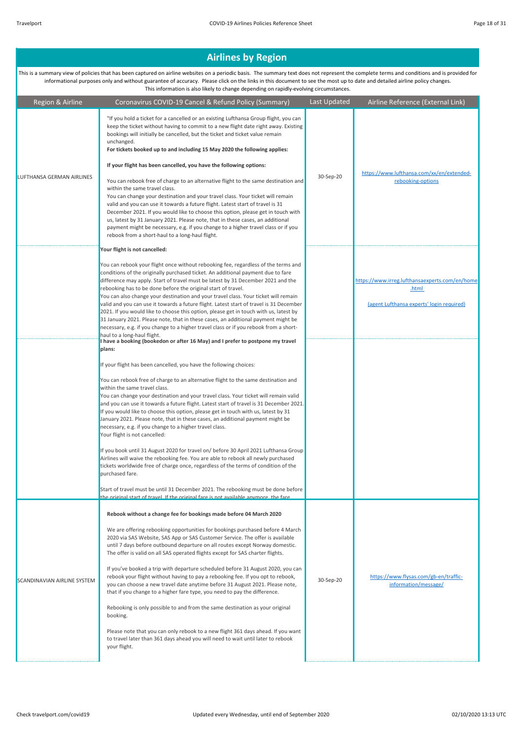## Airlines by Region

This is a summary view of policies that has been captured on airline websites on a periodic basis. The summary text does not represent the complete terms and conditions and is provided for informational purposes only and without guarantee of accuracy. Please click on the links in this document to see the most up to date and detailed airline policy changes. This information is also likely to change depending on rapidly-evolving circumstances.

| Region & Airline | Coronavirus COVID-19 Cancel & Refund Policy (Summary) | Last Updated | Airline Reference (External Link) |
|---|---|---|---|
| LUFTHANSA GERMAN AIRLINES | "If you hold a ticket for a cancelled or an existing Lufthansa Group flight, you can keep the ticket without having to commit to a new flight date right away. Existing bookings will initially be cancelled, but the ticket and ticket value remain unchanged.<br>**For tickets booked up to and including 15 May 2020 the following applies:**<br><br>**If your flight has been cancelled, you have the following options:**<br><br>You can rebook free of charge to an alternative flight to the same destination and within the same travel class.<br>You can change your destination and your travel class. Your ticket will remain valid and you can use it towards a future flight. Latest start of travel is 31 December 2021. If you would like to choose this option, please get in touch with us, latest by 31 January 2021. Please note, that in these cases, an additional payment might be necessary, e.g. if you change to a higher travel class or if you rebook from a short-haul to a long-haul flight. | 30-Sep-20 | https://www.lufthansa.com/xx/en/extended-rebooking-options |
| | **Your flight is not cancelled:**<br><br>You can rebook your flight once without rebooking fee, regardless of the terms and conditions of the originally purchased ticket. An additional payment due to fare difference may apply. Start of travel must be latest by 31 December 2021 and the rebooking has to be done before the original start of travel.<br>You can also change your destination and your travel class. Your ticket will remain valid and you can use it towards a future flight. Latest start of travel is 31 December 2021. If you would like to choose this option, please get in touch with us, latest by 31 January 2021. Please note, that in these cases, an additional payment might be necessary, e.g. if you change to a higher travel class or if you rebook from a short-haul to a long-haul flight. | | https://www.irreg.lufthansaexperts.com/en/home.html<br><br>(agent Lufthansa experts' login required) |
| | **I have a booking (bookedon or after 16 May) and I prefer to postpone my travel plans:**<br><br>If your flight has been cancelled, you have the following choices:<br><br>You can rebook free of charge to an alternative flight to the same destination and within the same travel class.<br>You can change your destination and your travel class. Your ticket will remain valid and you can use it towards a future flight. Latest start of travel is 31 December 2021. If you would like to choose this option, please get in touch with us, latest by 31 January 2021. Please note, that in these cases, an additional payment might be necessary, e.g. if you change to a higher travel class.<br>Your flight is not cancelled:<br><br>If you book until 31 August 2020 for travel on/ before 30 April 2021 Lufthansa Group Airlines will waive the rebooking fee. You are able to rebook all newly purchased tickets worldwide free of charge once, regardless of the terms of condition of the purchased fare.<br><br>Start of travel must be until 31 December 2021. The rebooking must be done before the original start of travel. If the original fare is not available anymore, the fare | | |
| SCANDINAVIAN AIRLINE SYSTEM | **Rebook without a change fee for bookings made before 04 March 2020**<br><br>We are offering rebooking opportunities for bookings purchased before 4 March 2020 via SAS Website, SAS App or SAS Customer Service. The offer is available until 7 days before outbound departure on all routes except Norway domestic. The offer is valid on all SAS operated flights except for SAS charter flights.<br><br>If you've booked a trip with departure scheduled before 31 August 2020, you can rebook your flight without having to pay a rebooking fee. If you opt to rebook, you can choose a new travel date anytime before 31 August 2021. Please note, that if you change to a higher fare type, you need to pay the difference.<br><br>Rebooking is only possible to and from the same destination as your original booking.<br><br>Please note that you can only rebook to a new flight 361 days ahead. If you want to travel later than 361 days ahead you will need to wait until later to rebook your flight. | 30-Sep-20 | https://www.flysas.com/gb-en/traffic-information/message/ |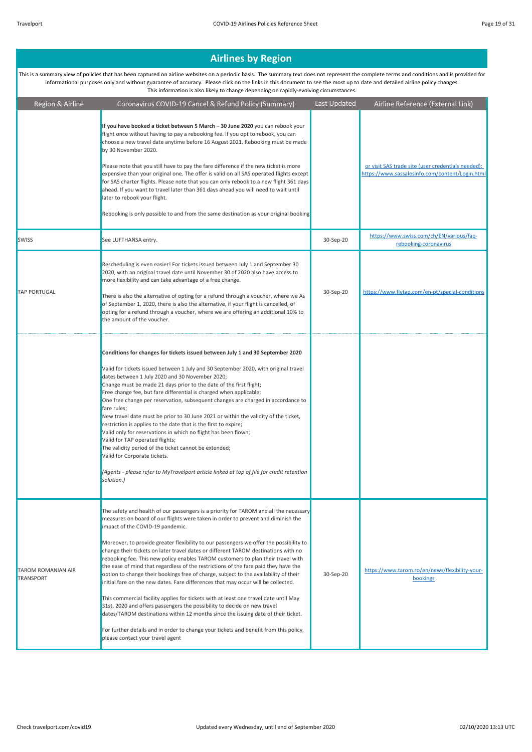## Airlines by Region

This is a summary view of policies that has been captured on airline websites on a periodic basis. The summary text does not represent the complete terms and conditions and is provided for informational purposes only and without guarantee of accuracy. Please click on the links in this document to see the most up to date and detailed airline policy changes. This information is also likely to change depending on rapidly-evolving circumstances.

| Region & Airline | Coronavirus COVID-19 Cancel & Refund Policy (Summary) | Last Updated | Airline Reference (External Link) |
|---|---|---|---|
| | **If you have booked a ticket between 5 March – 30 June 2020** you can rebook your flight once without having to pay a rebooking fee. If you opt to rebook, you can choose a new travel date anytime before 16 August 2021. Rebooking must be made by 30 November 2020.<br><br>Please note that you still have to pay the fare difference if the new ticket is more expensive than your original one. The offer is valid on all SAS operated flights except for SAS charter flights. Please note that you can only rebook to a new flight 361 days ahead. If you want to travel later than 361 days ahead you will need to wait until later to rebook your flight.<br><br>Rebooking is only possible to and from the same destination as your original booking | | or visit SAS trade site (user credentials needed): https://www.sassalesinfo.com/content/Login.html |
| SWISS | See LUFTHANSA entry. | 30-Sep-20 | https://www.swiss.com/ch/EN/various/faq-rebooking-coronavirus |
| TAP PORTUGAL | Rescheduling is even easier! For tickets issued between July 1 and September 30 2020, with an original travel date until November 30 of 2020 also have access to more flexibility and can take advantage of a free change.<br><br>There is also the alternative of opting for a refund through a voucher, where we As of September 1, 2020, there is also the alternative, if your flight is cancelled, of opting for a refund through a voucher, where we are offering an additional 10% to the amount of the voucher. | 30-Sep-20 | https://www.flytap.com/en-pt/special-conditions |
| | **Conditions for changes for tickets issued between July 1 and 30 September 2020**<br><br>Valid for tickets issued between 1 July and 30 September 2020, with original travel dates between 1 July 2020 and 30 November 2020;<br>Change must be made 21 days prior to the date of the first flight;<br>Free change fee, but fare differential is charged when applicable;<br>One free change per reservation, subsequent changes are charged in accordance to fare rules;<br>New travel date must be prior to 30 June 2021 or within the validity of the ticket, restriction is applies to the date that is the first to expire;<br>Valid only for reservations in which no flight has been flown;<br>Valid for TAP operated flights;<br>The validity period of the ticket cannot be extended;<br>Valid for Corporate tickets.<br><br>*(Agents - please refer to MyTravelport article linked at top of file for credit retention solution.)* | | |
| TAROM ROMANIAN AIR TRANSPORT | The safety and health of our passengers is a priority for TAROM and all the necessary measures on board of our flights were taken in order to prevent and diminish the impact of the COVID-19 pandemic.<br><br>Moreover, to provide greater flexibility to our passengers we offer the possibility to change their tickets on later travel dates or different TAROM destinations with no rebooking fee. This new policy enables TAROM customers to plan their travel with the ease of mind that regardless of the restrictions of the fare paid they have the option to change their bookings free of charge, subject to the availability of their initial fare on the new dates. Fare differences that may occur will be collected.<br><br>This commercial facility applies for tickets with at least one travel date until May 31st, 2020 and offers passengers the possibility to decide on new travel dates/TAROM destinations within 12 months since the issuing date of their ticket.<br><br>For further details and in order to change your tickets and benefit from this policy, please contact your travel agent | 30-Sep-20 | https://www.tarom.ro/en/news/flexibility-your-bookings |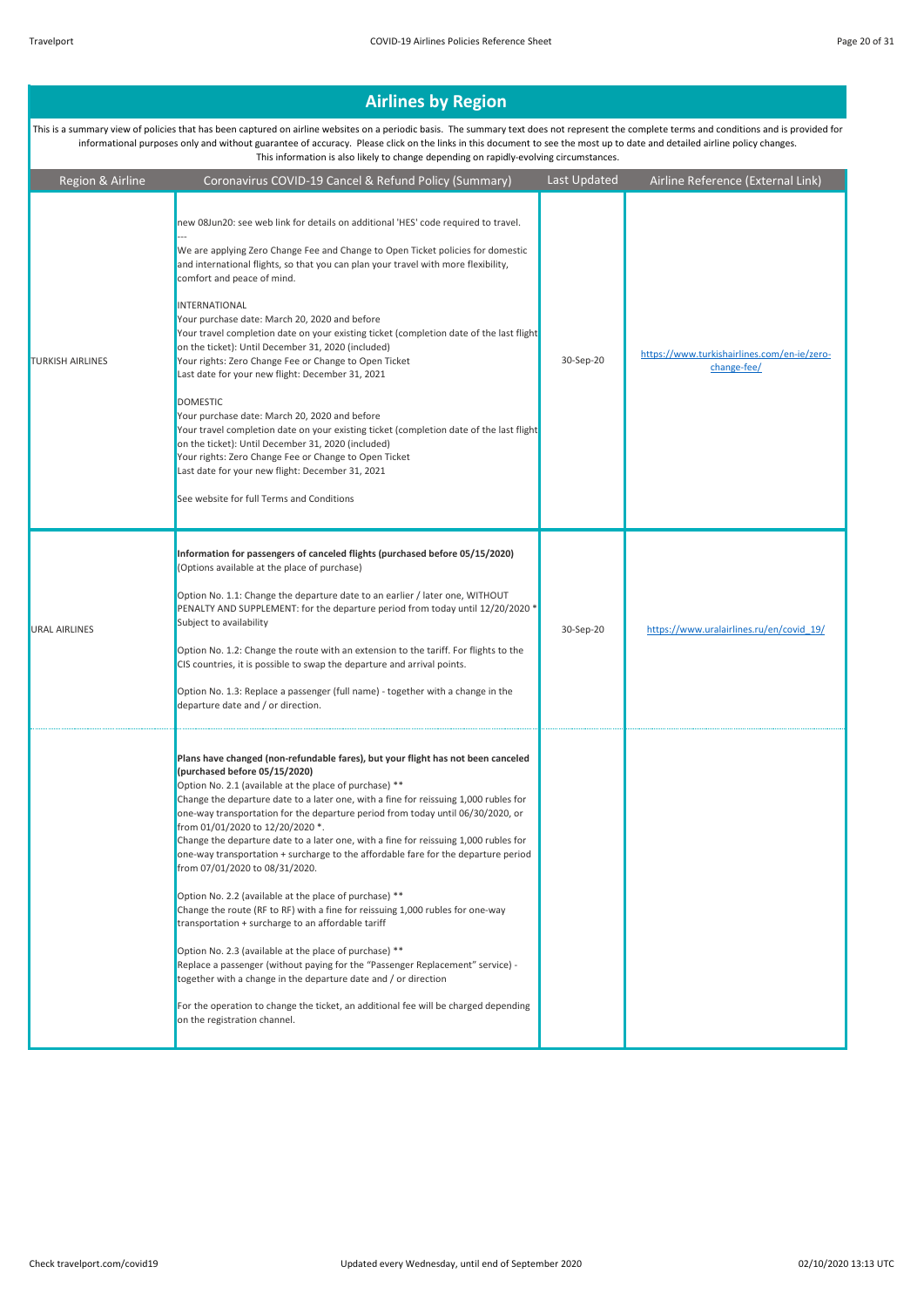## Airlines by Region

This is a summary view of policies that has been captured on airline websites on a periodic basis. The summary text does not represent the complete terms and conditions and is provided for informational purposes only and without guarantee of accuracy. Please click on the links in this document to see the most up to date and detailed airline policy changes. This information is also likely to change depending on rapidly-evolving circumstances.

| Region & Airline | Coronavirus COVID-19 Cancel & Refund Policy (Summary) | Last Updated | Airline Reference (External Link) |
|---|---|---|---|
| TURKISH AIRLINES | new 08Jun20: see web link for details on additional 'HES' code required to travel.<br>---<br>We are applying Zero Change Fee and Change to Open Ticket policies for domestic and international flights, so that you can plan your travel with more flexibility, comfort and peace of mind.<br><br>INTERNATIONAL<br>Your purchase date: March 20, 2020 and before<br>Your travel completion date on your existing ticket (completion date of the last flight on the ticket): Until December 31, 2020 (included)<br>Your rights: Zero Change Fee or Change to Open Ticket<br>Last date for your new flight: December 31, 2021<br><br>DOMESTIC<br>Your purchase date: March 20, 2020 and before<br>Your travel completion date on your existing ticket (completion date of the last flight on the ticket): Until December 31, 2020 (included)<br>Your rights: Zero Change Fee or Change to Open Ticket<br>Last date for your new flight: December 31, 2021<br><br>See website for full Terms and Conditions | 30-Sep-20 | https://www.turkishairlines.com/en-ie/zero-change-fee/ |
| URAL AIRLINES | **Information for passengers of canceled flights (purchased before 05/15/2020)**<br>(Options available at the place of purchase)<br><br>Option No. 1.1: Change the departure date to an earlier / later one, WITHOUT PENALTY AND SUPPLEMENT: for the departure period from today until 12/20/2020 * Subject to availability<br><br>Option No. 1.2: Change the route with an extension to the tariff. For flights to the CIS countries, it is possible to swap the departure and arrival points.<br><br>Option No. 1.3: Replace a passenger (full name) - together with a change in the departure date and / or direction. | 30-Sep-20 | https://www.uralairlines.ru/en/covid_19/ |
| | **Plans have changed (non-refundable fares), but your flight has not been canceled (purchased before 05/15/2020)**<br>Option No. 2.1 (available at the place of purchase) **<br>Change the departure date to a later one, with a fine for reissuing 1,000 rubles for one-way transportation for the departure period from today until 06/30/2020, or from 01/01/2020 to 12/20/2020 *.<br>Change the departure date to a later one, with a fine for reissuing 1,000 rubles for one-way transportation + surcharge to the affordable fare for the departure period from 07/01/2020 to 08/31/2020.<br><br>Option No. 2.2 (available at the place of purchase) **<br>Change the route (RF to RF) with a fine for reissuing 1,000 rubles for one-way transportation + surcharge to an affordable tariff<br><br>Option No. 2.3 (available at the place of purchase) **<br>Replace a passenger (without paying for the "Passenger Replacement" service) - together with a change in the departure date and / or direction<br><br>For the operation to change the ticket, an additional fee will be charged depending on the registration channel. | | |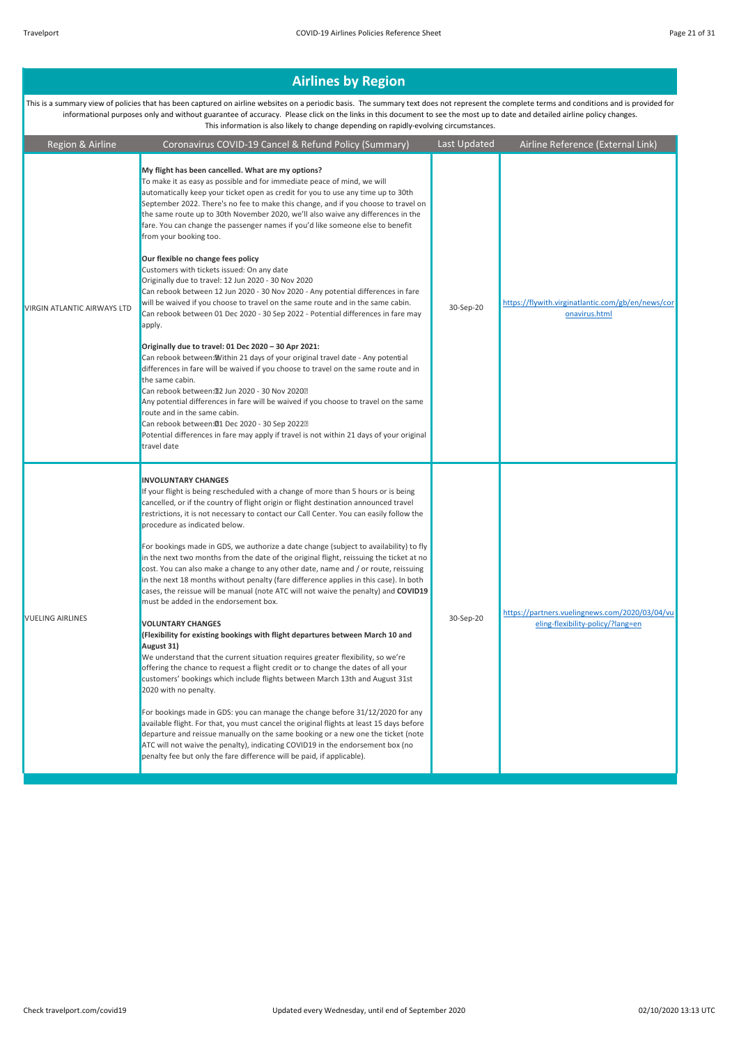## Airlines by Region

This is a summary view of policies that has been captured on airline websites on a periodic basis. The summary text does not represent the complete terms and conditions and is provided for informational purposes only and without guarantee of accuracy. Please click on the links in this document to see the most up to date and detailed airline policy changes. This information is also likely to change depending on rapidly-evolving circumstances.

| Region & Airline | Coronavirus COVID-19 Cancel & Refund Policy (Summary) | Last Updated | Airline Reference (External Link) |
|---|---|---|---|
| VIRGIN ATLANTIC AIRWAYS LTD | **My flight has been cancelled. What are my options?**<br>To make it as easy as possible and for immediate peace of mind, we will automatically keep your ticket open as credit for you to use any time up to 30th September 2022. There's no fee to make this change, and if you choose to travel on the same route up to 30th November 2020, we'll also waive any differences in the fare. You can change the passenger names if you'd like someone else to benefit from your booking too.<br><br>**Our flexible no change fees policy**<br>Customers with tickets issued: On any date<br>Originally due to travel: 12 Jun 2020 - 30 Nov 2020<br>Can rebook between 12 Jun 2020 - 30 Nov 2020 - Any potential differences in fare will be waived if you choose to travel on the same route and in the same cabin.<br>Can rebook between 01 Dec 2020 - 30 Sep 2022 - Potential differences in fare may apply.<br><br>**Originally due to travel: 01 Dec 2020 – 30 Apr 2021:**<br>Can rebook between: Within 21 days of your original travel date - Any potential differences in fare will be waived if you choose to travel on the same route and in the same cabin.<br>Can rebook between: 12 Jun 2020 - 30 Nov 2020<br>Any potential differences in fare will be waived if you choose to travel on the same route and in the same cabin.<br>Can rebook between: 01 Dec 2020 - 30 Sep 2022<br>Potential differences in fare may apply if travel is not within 21 days of your original travel date | 30-Sep-20 | https://flywith.virginatlantic.com/gb/en/news/coronavirus.html |
| VUELING AIRLINES | **INVOLUNTARY CHANGES**<br>If your flight is being rescheduled with a change of more than 5 hours or is being cancelled, or if the country of flight origin or flight destination announced travel restrictions, it is not necessary to contact our Call Center. You can easily follow the procedure as indicated below.<br><br>For bookings made in GDS, we authorize a date change (subject to availability) to fly in the next two months from the date of the original flight, reissuing the ticket at no cost. You can also make a change to any other date, name and / or route, reissuing in the next 18 months without penalty (fare difference applies in this case). In both cases, the reissue will be manual (note ATC will not waive the penalty) and **COVID19** must be added in the endorsement box.<br><br>**VOLUNTARY CHANGES**<br>**(Flexibility for existing bookings with flight departures between March 10 and August 31)**<br>We understand that the current situation requires greater flexibility, so we're offering the chance to request a flight credit or to change the dates of all your customers' bookings which include flights between March 13th and August 31st 2020 with no penalty.<br><br>For bookings made in GDS: you can manage the change before 31/12/2020 for any available flight. For that, you must cancel the original flights at least 15 days before departure and reissue manually on the same booking or a new one the ticket (note ATC will not waive the penalty), indicating COVID19 in the endorsement box (no penalty fee but only the fare difference will be paid, if applicable). | 30-Sep-20 | https://partners.vuelingnews.com/2020/03/04/vueling-flexibility-policy/?lang=en |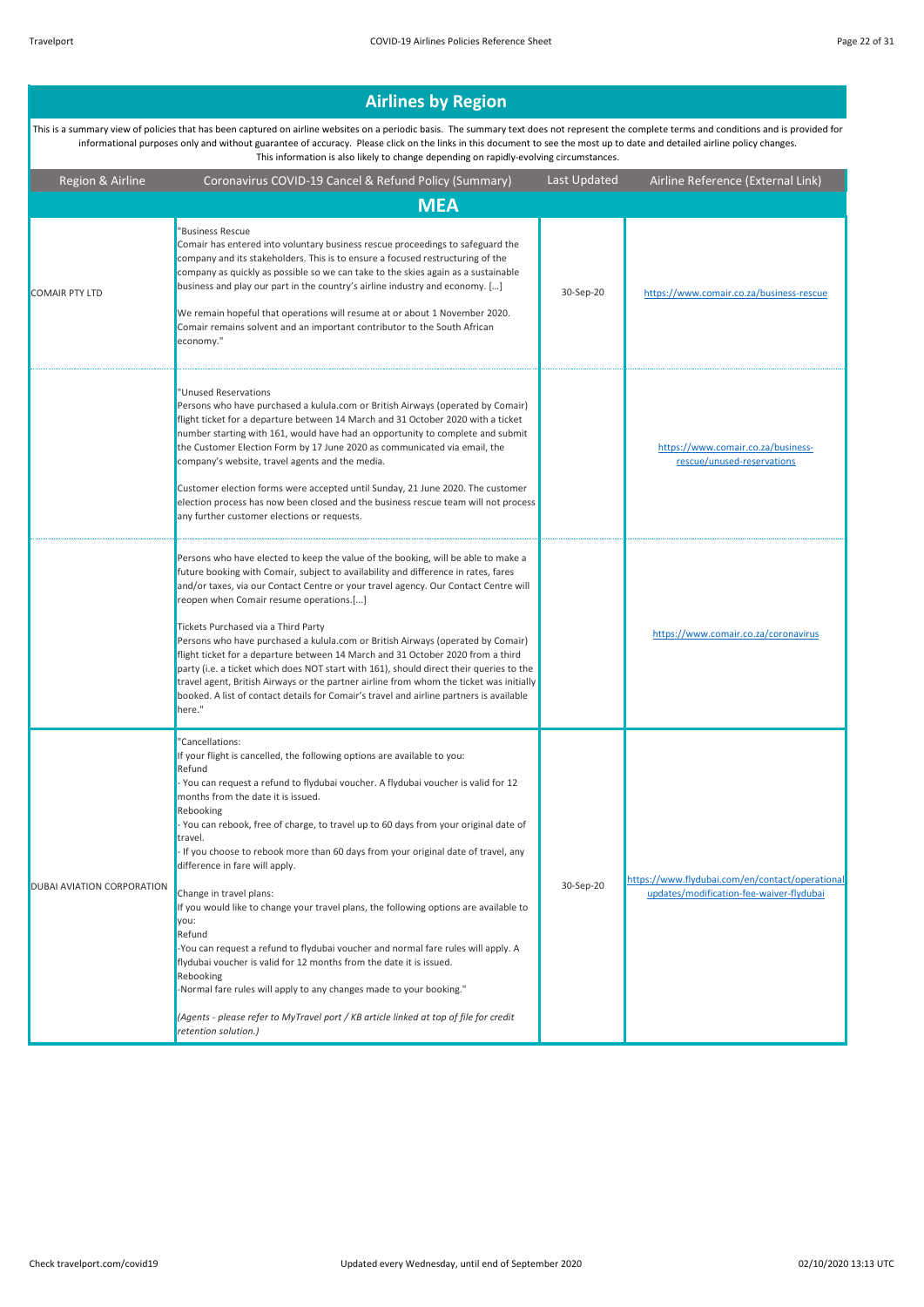## Airlines by Region

This is a summary view of policies that has been captured on airline websites on a periodic basis. The summary text does not represent the complete terms and conditions and is provided for informational purposes only and without guarantee of accuracy. Please click on the links in this document to see the most up to date and detailed airline policy changes. This information is also likely to change depending on rapidly-evolving circumstances.

| Region & Airline | Coronavirus COVID-19 Cancel & Refund Policy (Summary) | Last Updated | Airline Reference (External Link) |
|---|---|---|---|
| **MEA** | | | |
| COMAIR PTY LTD | "Business Rescue<br>Comair has entered into voluntary business rescue proceedings to safeguard the company and its stakeholders. This is to ensure a focused restructuring of the company as quickly as possible so we can take to the skies again as a sustainable business and play our part in the country's airline industry and economy. […]<br><br>We remain hopeful that operations will resume at or about 1 November 2020. Comair remains solvent and an important contributor to the South African economy." | 30-Sep-20 | https://www.comair.co.za/business-rescue |
| | "Unused Reservations<br>Persons who have purchased a kulula.com or British Airways (operated by Comair) flight ticket for a departure between 14 March and 31 October 2020 with a ticket number starting with 161, would have had an opportunity to complete and submit the Customer Election Form by 17 June 2020 as communicated via email, the company's website, travel agents and the media.<br><br>Customer election forms were accepted until Sunday, 21 June 2020. The customer election process has now been closed and the business rescue team will not process any further customer elections or requests. | | https://www.comair.co.za/business-rescue/unused-reservations |
| | Persons who have elected to keep the value of the booking, will be able to make a future booking with Comair, subject to availability and difference in rates, fares and/or taxes, via our Contact Centre or your travel agency. Our Contact Centre will reopen when Comair resume operations.[...]<br><br>Tickets Purchased via a Third Party<br>Persons who have purchased a kulula.com or British Airways (operated by Comair) flight ticket for a departure between 14 March and 31 October 2020 from a third party (i.e. a ticket which does NOT start with 161), should direct their queries to the travel agent, British Airways or the partner airline from whom the ticket was initially booked. A list of contact details for Comair's travel and airline partners is available here." | | https://www.comair.co.za/coronavirus |
| DUBAI AVIATION CORPORATION | "Cancellations:<br>If your flight is cancelled, the following options are available to you:<br>Refund<br>- You can request a refund to flydubai voucher. A flydubai voucher is valid for 12 months from the date it is issued.<br>Rebooking<br>- You can rebook, free of charge, to travel up to 60 days from your original date of travel.<br>- If you choose to rebook more than 60 days from your original date of travel, any difference in fare will apply.<br><br>Change in travel plans:<br>If you would like to change your travel plans, the following options are available to you:<br>Refund<br>-You can request a refund to flydubai voucher and normal fare rules will apply. A flydubai voucher is valid for 12 months from the date it is issued.<br>Rebooking<br>-Normal fare rules will apply to any changes made to your booking."<br><br>*(Agents - please refer to MyTravel port / KB article linked at top of file for credit retention solution.)* | 30-Sep-20 | https://www.flydubai.com/en/contact/operational-updates/modification-fee-waiver-flydubai |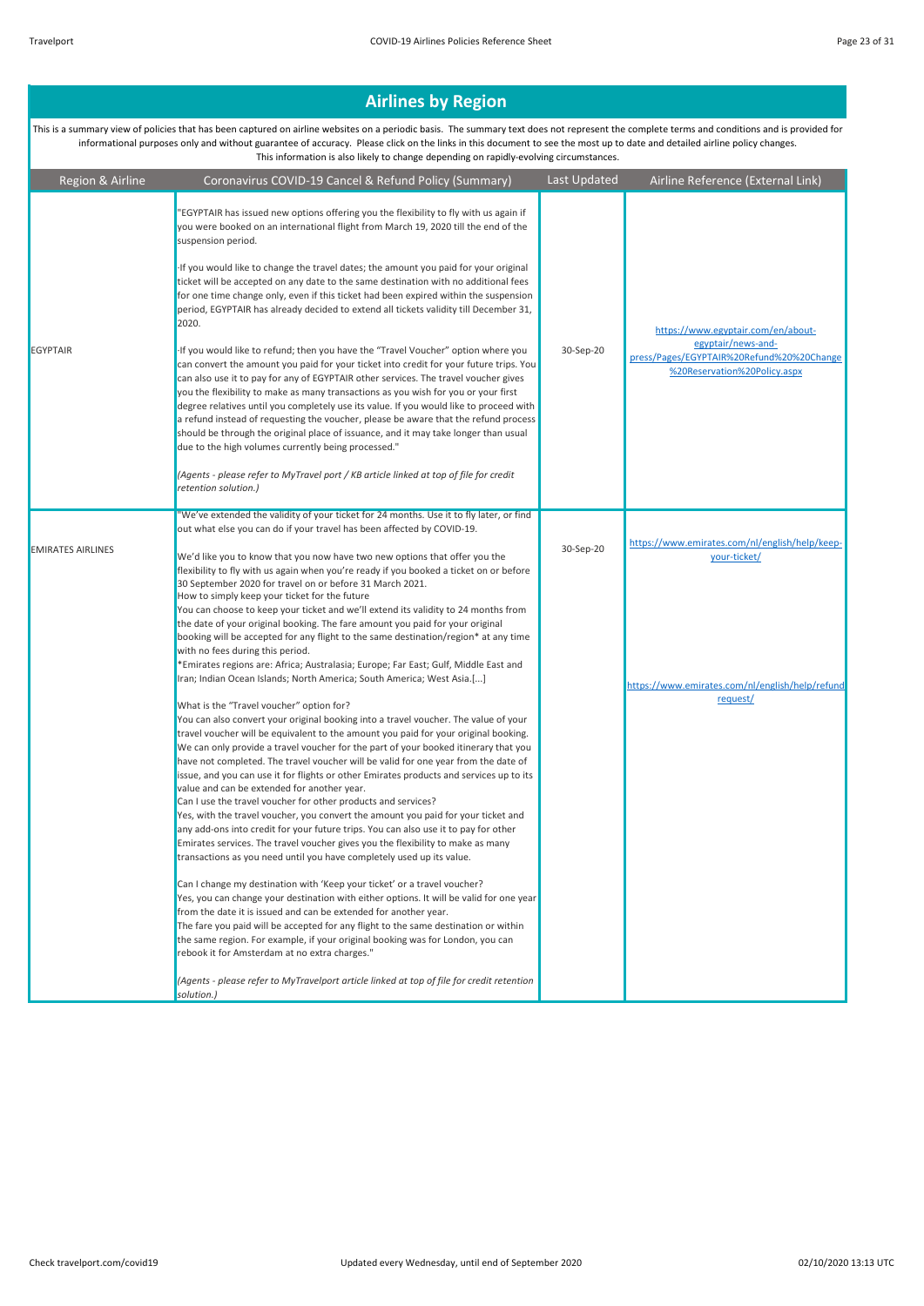## Airlines by Region

This is a summary view of policies that has been captured on airline websites on a periodic basis. The summary text does not represent the complete terms and conditions and is provided for informational purposes only and without guarantee of accuracy. Please click on the links in this document to see the most up to date and detailed airline policy changes. This information is also likely to change depending on rapidly-evolving circumstances.

| Region & Airline | Coronavirus COVID-19 Cancel & Refund Policy (Summary) | Last Updated | Airline Reference (External Link) |
|---|---|---|---|
| EGYPTAIR | "EGYPTAIR has issued new options offering you the flexibility to fly with us again if you were booked on an international flight from March 19, 2020 till the end of the suspension period.<br><br>-If you would like to change the travel dates; the amount you paid for your original ticket will be accepted on any date to the same destination with no additional fees for one time change only, even if this ticket had been expired within the suspension period, EGYPTAIR has already decided to extend all tickets validity till December 31, 2020.<br><br>-If you would like to refund; then you have the "Travel Voucher" option where you can convert the amount you paid for your ticket into credit for your future trips. You can also use it to pay for any of EGYPTAIR other services. The travel voucher gives you the flexibility to make as many transactions as you wish for you or your first degree relatives until you completely use its value. If you would like to proceed with a refund instead of requesting the voucher, please be aware that the refund process should be through the original place of issuance, and it may take longer than usual due to the high volumes currently being processed."<br><br>*(Agents - please refer to MyTravel port / KB article linked at top of file for credit retention solution.)* | 30-Sep-20 | https://www.egyptair.com/en/about-egyptair/news-and-press/Pages/EGYPTAIR%20Refund%20%20Change%20Reservation%20Policy.aspx |
| EMIRATES AIRLINES | "We've extended the validity of your ticket for 24 months. Use it to fly later, or find out what else you can do if your travel has been affected by COVID-19.<br><br>We'd like you to know that you now have two new options that offer you the flexibility to fly with us again when you're ready if you booked a ticket on or before 30 September 2020 for travel on or before 31 March 2021.<br>How to simply keep your ticket for the future<br>You can choose to keep your ticket and we'll extend its validity to 24 months from the date of your original booking. The fare amount you paid for your original booking will be accepted for any flight to the same destination/region* at any time with no fees during this period.<br>*Emirates regions are: Africa; Australasia; Europe; Far East; Gulf, Middle East and Iran; Indian Ocean Islands; North America; South America; West Asia.[...]<br><br>What is the "Travel voucher" option for?<br>You can also convert your original booking into a travel voucher. The value of your travel voucher will be equivalent to the amount you paid for your original booking. We can only provide a travel voucher for the part of your booked itinerary that you have not completed. The travel voucher will be valid for one year from the date of issue, and you can use it for flights or other Emirates products and services up to its value and can be extended for another year.<br>Can I use the travel voucher for other products and services?<br>Yes, with the travel voucher, you convert the amount you paid for your ticket and any add-ons into credit for your future trips. You can also use it to pay for other Emirates services. The travel voucher gives you the flexibility to make as many transactions as you need until you have completely used up its value.<br><br>Can I change my destination with 'Keep your ticket' or a travel voucher?<br>Yes, you can change your destination with either options. It will be valid for one year from the date it is issued and can be extended for another year.<br>The fare you paid will be accepted for any flight to the same destination or within the same region. For example, if your original booking was for London, you can rebook it for Amsterdam at no extra charges."<br><br>*(Agents - please refer to MyTravelport article linked at top of file for credit retention solution.)* | 30-Sep-20 | https://www.emirates.com/nl/english/help/keep-your-ticket/<br><br>https://www.emirates.com/nl/english/help/refund request/ |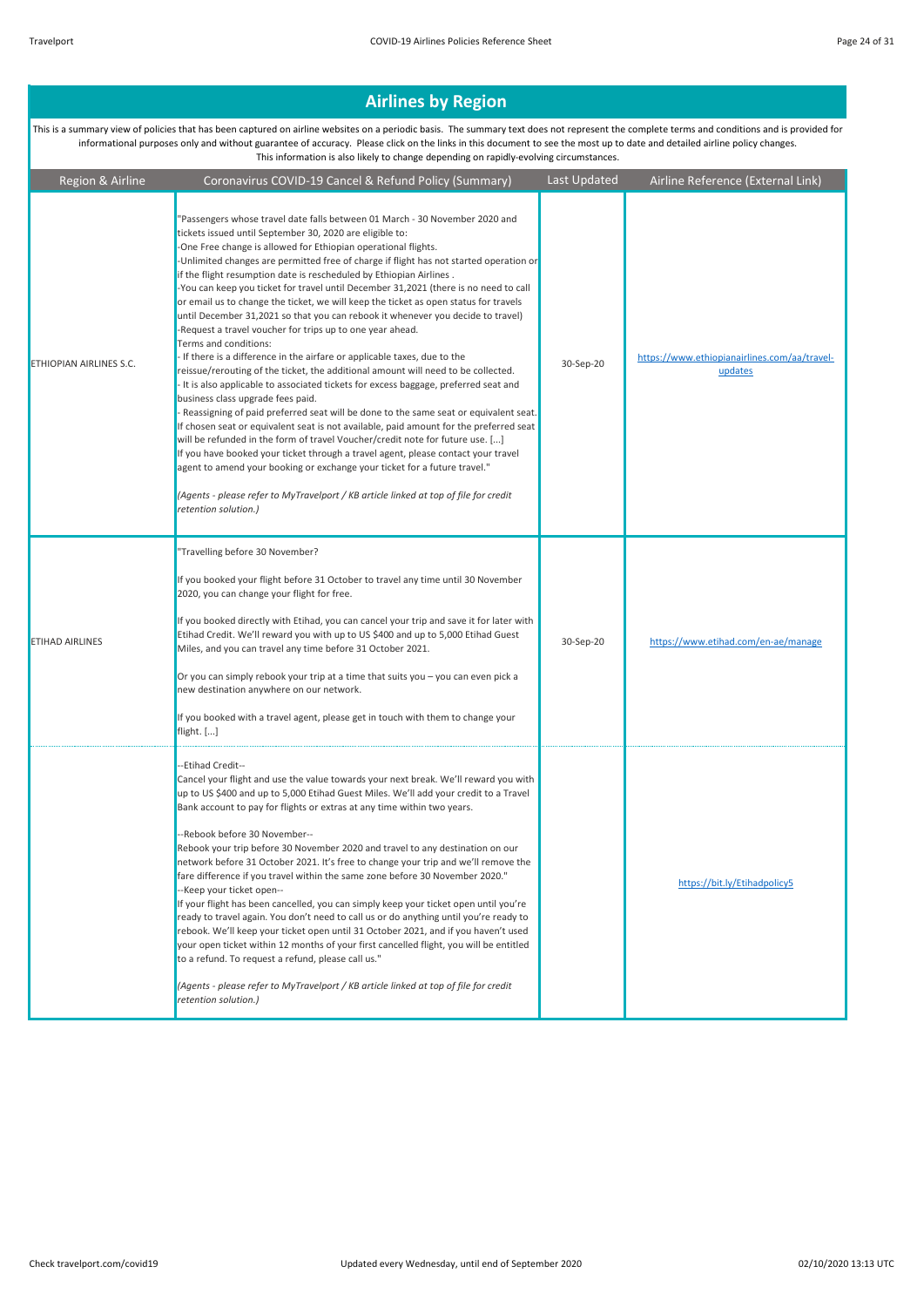## Airlines by Region

This is a summary view of policies that has been captured on airline websites on a periodic basis. The summary text does not represent the complete terms and conditions and is provided for informational purposes only and without guarantee of accuracy. Please click on the links in this document to see the most up to date and detailed airline policy changes. This information is also likely to change depending on rapidly-evolving circumstances.

| Region & Airline | Coronavirus COVID-19 Cancel & Refund Policy (Summary) | Last Updated | Airline Reference (External Link) |
|---|---|---|---|
| ETHIOPIAN AIRLINES S.C. | "Passengers whose travel date falls between 01 March - 30 November 2020 and tickets issued until September 30, 2020 are eligible to:<br>-One Free change is allowed for Ethiopian operational flights.<br>-Unlimited changes are permitted free of charge if flight has not started operation or if the flight resumption date is rescheduled by Ethiopian Airlines .<br>-You can keep you ticket for travel until December 31,2021 (there is no need to call or email us to change the ticket, we will keep the ticket as open status for travels until December 31,2021 so that you can rebook it whenever you decide to travel)<br>-Request a travel voucher for trips up to one year ahead.<br>Terms and conditions:<br>- If there is a difference in the airfare or applicable taxes, due to the reissue/rerouting of the ticket, the additional amount will need to be collected.<br>- It is also applicable to associated tickets for excess baggage, preferred seat and business class upgrade fees paid.<br>- Reassigning of paid preferred seat will be done to the same seat or equivalent seat. If chosen seat or equivalent seat is not available, paid amount for the preferred seat will be refunded in the form of travel Voucher/credit note for future use. [...]<br>If you have booked your ticket through a travel agent, please contact your travel agent to amend your booking or exchange your ticket for a future travel."<br><br>*(Agents - please refer to MyTravelport / KB article linked at top of file for credit retention solution.)* | 30-Sep-20 | https://www.ethiopianairlines.com/aa/travel-updates |
| ETIHAD AIRLINES | "Travelling before 30 November?<br><br>If you booked your flight before 31 October to travel any time until 30 November 2020, you can change your flight for free.<br><br>If you booked directly with Etihad, you can cancel your trip and save it for later with Etihad Credit. We'll reward you with up to US $400 and up to 5,000 Etihad Guest Miles, and you can travel any time before 31 October 2021.<br><br>Or you can simply rebook your trip at a time that suits you – you can even pick a new destination anywhere on our network.<br><br>If you booked with a travel agent, please get in touch with them to change your flight. [...] | 30-Sep-20 | https://www.etihad.com/en-ae/manage |
| | --Etihad Credit--<br>Cancel your flight and use the value towards your next break. We'll reward you with up to US $400 and up to 5,000 Etihad Guest Miles. We'll add your credit to a Travel Bank account to pay for flights or extras at any time within two years.<br><br>--Rebook before 30 November--<br>Rebook your trip before 30 November 2020 and travel to any destination on our network before 31 October 2021. It's free to change your trip and we'll remove the fare difference if you travel within the same zone before 30 November 2020."<br>--Keep your ticket open--<br>If your flight has been cancelled, you can simply keep your ticket open until you're ready to travel again. You don't need to call us or do anything until you're ready to rebook. We'll keep your ticket open until 31 October 2021, and if you haven't used your open ticket within 12 months of your first cancelled flight, you will be entitled to a refund. To request a refund, please call us."<br><br>*(Agents - please refer to MyTravelport / KB article linked at top of file for credit retention solution.)* | | https://bit.ly/Etihadpolicy5 |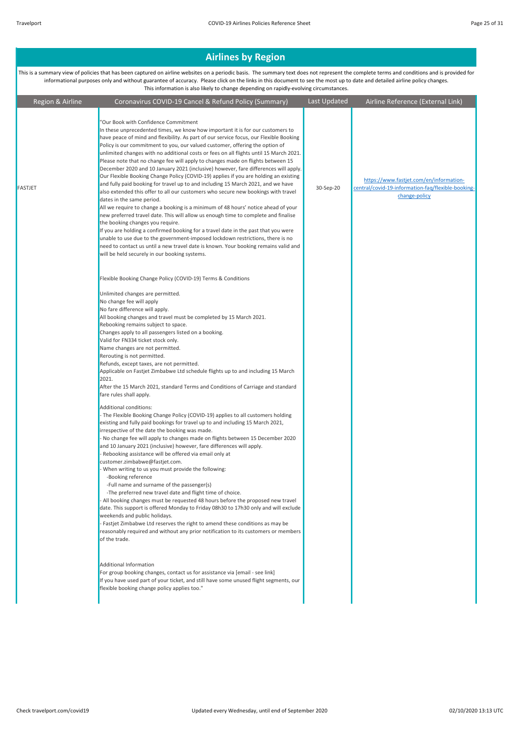# Airlines by Region

This is a summary view of policies that has been captured on airline websites on a periodic basis. The summary text does not represent the complete terms and conditions and is provided for informational purposes only and without guarantee of accuracy. Please click on the links in this document to see the most up to date and detailed airline policy changes. This information is also likely to change depending on rapidly-evolving circumstances.

| Region & Airline | Coronavirus COVID-19 Cancel & Refund Policy (Summary) | Last Updated | Airline Reference (External Link) |
| --- | --- | --- | --- |
| FASTJET | "Our Book with Confidence Commitment<br>In these unprecedented times, we know how important it is for our customers to have peace of mind and flexibility. As part of our service focus, our Flexible Booking Policy is our commitment to you, our valued customer, offering the option of unlimited changes with no additional costs or fees on all flights until 15 March 2021. Please note that no change fee will apply to changes made on flights between 15 December 2020 and 10 January 2021 (inclusive) however, fare differences will apply. Our Flexible Booking Change Policy (COVID-19) applies if you are holding an existing and fully paid booking for travel up to and including 15 March 2021, and we have also extended this offer to all our customers who secure new bookings with travel dates in the same period.<br>All we require to change a booking is a minimum of 48 hours' notice ahead of your new preferred travel date. This will allow us enough time to complete and finalise the booking changes you require.<br>If you are holding a confirmed booking for a travel date in the past that you were unable to use due to the government-imposed lockdown restrictions, there is no need to contact us until a new travel date is known. Your booking remains valid and will be held securely in our booking systems.<br><br>Flexible Booking Change Policy (COVID-19) Terms & Conditions<br><br>Unlimited changes are permitted.<br>No change fee will apply<br>No fare difference will apply.<br>All booking changes and travel must be completed by 15 March 2021.<br>Rebooking remains subject to space.<br>Changes apply to all passengers listed on a booking.<br>Valid for FN334 ticket stock only.<br>Name changes are not permitted.<br>Rerouting is not permitted.<br>Refunds, except taxes, are not permitted.<br>Applicable on Fastjet Zimbabwe Ltd schedule flights up to and including 15 March 2021.<br>After the 15 March 2021, standard Terms and Conditions of Carriage and standard fare rules shall apply.<br><br>Additional conditions:<br>- The Flexible Booking Change Policy (COVID-19) applies to all customers holding existing and fully paid bookings for travel up to and including 15 March 2021, irrespective of the date the booking was made.<br>- No change fee will apply to changes made on flights between 15 December 2020 and 10 January 2021 (inclusive) however, fare differences will apply.<br>- Rebooking assistance will be offered via email only at customer.zimbabwe@fastjet.com.<br>- When writing to us you must provide the following:<br>-Booking reference<br>-Full name and surname of the passenger(s)<br>-The preferred new travel date and flight time of choice.<br>- All booking changes must be requested 48 hours before the proposed new travel date. This support is offered Monday to Friday 08h30 to 17h30 only and will exclude weekends and public holidays.<br>- Fastjet Zimbabwe Ltd reserves the right to amend these conditions as may be reasonably required and without any prior notification to its customers or members of the trade.<br><br>Additional Information<br>For group booking changes, contact us for assistance via [email - see link]<br>If you have used part of your ticket, and still have some unused flight segments, our flexible booking change policy applies too." | 30-Sep-20 | https://www.fastjet.com/en/information-central/covid-19-information-faq/flexible-booking-change-policy |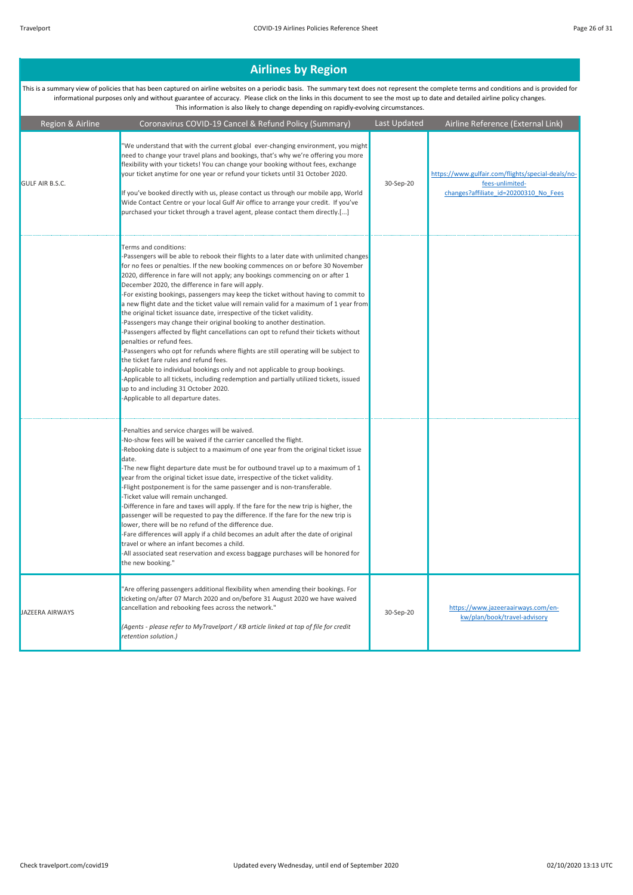## Airlines by Region

This is a summary view of policies that has been captured on airline websites on a periodic basis. The summary text does not represent the complete terms and conditions and is provided for informational purposes only and without guarantee of accuracy. Please click on the links in this document to see the most up to date and detailed airline policy changes. This information is also likely to change depending on rapidly-evolving circumstances.

| Region & Airline | Coronavirus COVID-19 Cancel & Refund Policy (Summary) | Last Updated | Airline Reference (External Link) |
|---|---|---|---|
| GULF AIR B.S.C. | "We understand that with the current global ever-changing environment, you might need to change your travel plans and bookings, that's why we're offering you more flexibility with your tickets! You can change your booking without fees, exchange your ticket anytime for one year or refund your tickets until 31 October 2020.<br><br>If you've booked directly with us, please contact us through our mobile app, World Wide Contact Centre or your local Gulf Air office to arrange your credit. If you've purchased your ticket through a travel agent, please contact them directly.[...] | 30-Sep-20 | https://www.gulfair.com/flights/special-deals/no-fees-unlimited-changes?affiliate_id=20200310_No_Fees |
| | Terms and conditions:<br>-Passengers will be able to rebook their flights to a later date with unlimited changes for no fees or penalties. If the new booking commences on or before 30 November 2020, difference in fare will not apply; any bookings commencing on or after 1 December 2020, the difference in fare will apply.<br>-For existing bookings, passengers may keep the ticket without having to commit to a new flight date and the ticket value will remain valid for a maximum of 1 year from the original ticket issuance date, irrespective of the ticket validity.<br>-Passengers may change their original booking to another destination.<br>-Passengers affected by flight cancellations can opt to refund their tickets without penalties or refund fees.<br>-Passengers who opt for refunds where flights are still operating will be subject to the ticket fare rules and refund fees.<br>-Applicable to individual bookings only and not applicable to group bookings.<br>-Applicable to all tickets, including redemption and partially utilized tickets, issued up to and including 31 October 2020.<br>-Applicable to all departure dates. | | |
| | -Penalties and service charges will be waived.<br>-No-show fees will be waived if the carrier cancelled the flight.<br>-Rebooking date is subject to a maximum of one year from the original ticket issue date.<br>-The new flight departure date must be for outbound travel up to a maximum of 1 year from the original ticket issue date, irrespective of the ticket validity.<br>-Flight postponement is for the same passenger and is non-transferable.<br>-Ticket value will remain unchanged.<br>-Difference in fare and taxes will apply. If the fare for the new trip is higher, the passenger will be requested to pay the difference. If the fare for the new trip is lower, there will be no refund of the difference due.<br>-Fare differences will apply if a child becomes an adult after the date of original travel or where an infant becomes a child.<br>-All associated seat reservation and excess baggage purchases will be honored for the new booking." | | |
| JAZEERA AIRWAYS | "Are offering passengers additional flexibility when amending their bookings. For ticketing on/after 07 March 2020 and on/before 31 August 2020 we have waived cancellation and rebooking fees across the network."<br><br>*(Agents - please refer to MyTravelport / KB article linked at top of file for credit retention solution.)* | 30-Sep-20 | https://www.jazeeraairways.com/en-kw/plan/book/travel-advisory |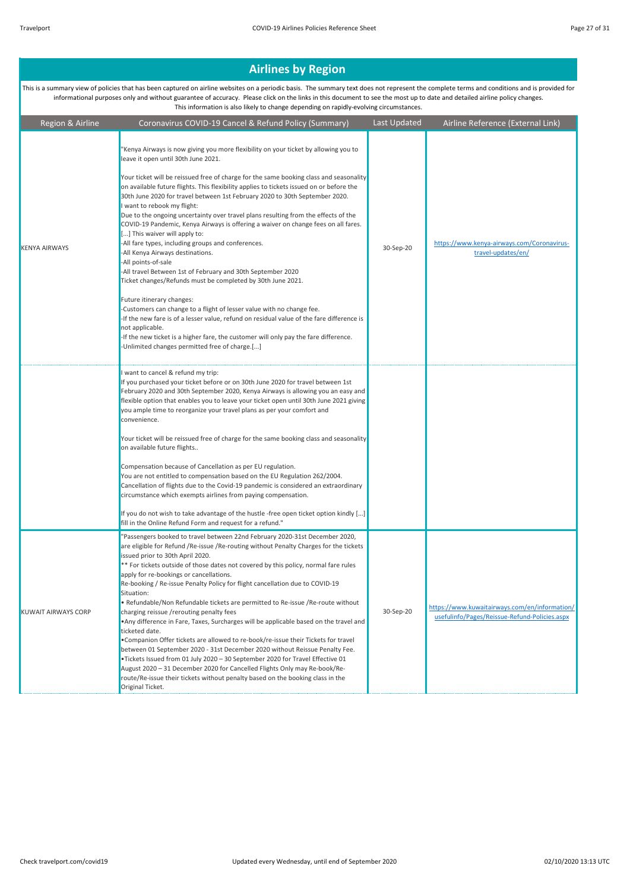# Airlines by Region

This is a summary view of policies that has been captured on airline websites on a periodic basis. The summary text does not represent the complete terms and conditions and is provided for informational purposes only and without guarantee of accuracy. Please click on the links in this document to see the most up to date and detailed airline policy changes. This information is also likely to change depending on rapidly-evolving circumstances.

| Region & Airline | Coronavirus COVID-19 Cancel & Refund Policy (Summary) | Last Updated | Airline Reference (External Link) |
|---|---|---|---|
| KENYA AIRWAYS | "Kenya Airways is now giving you more flexibility on your ticket by allowing you to leave it open until 30th June 2021.<br><br>Your ticket will be reissued free of charge for the same booking class and seasonality on available future flights. This flexibility applies to tickets issued on or before the 30th June 2020 for travel between 1st February 2020 to 30th September 2020.<br>I want to rebook my flight:<br>Due to the ongoing uncertainty over travel plans resulting from the effects of the COVID-19 Pandemic, Kenya Airways is offering a waiver on change fees on all fares. [...] This waiver will apply to:<br>-All fare types, including groups and conferences.<br>-All Kenya Airways destinations.<br>-All points-of-sale<br>-All travel Between 1st of February and 30th September 2020<br>Ticket changes/Refunds must be completed by 30th June 2021.<br><br>Future itinerary changes:<br>-Customers can change to a flight of lesser value with no change fee.<br>-If the new fare is of a lesser value, refund on residual value of the fare difference is not applicable.<br>-If the new ticket is a higher fare, the customer will only pay the fare difference.<br>-Unlimited changes permitted free of charge.[...] | 30-Sep-20 | https://www.kenya-airways.com/Coronavirus-travel-updates/en/ |
| | I want to cancel & refund my trip:<br>If you purchased your ticket before or on 30th June 2020 for travel between 1st February 2020 and 30th September 2020, Kenya Airways is allowing you an easy and flexible option that enables you to leave your ticket open until 30th June 2021 giving you ample time to reorganize your travel plans as per your comfort and convenience.<br><br>Your ticket will be reissued free of charge for the same booking class and seasonality on available future flights..<br><br>Compensation because of Cancellation as per EU regulation.<br>You are not entitled to compensation based on the EU Regulation 262/2004. Cancellation of flights due to the Covid-19 pandemic is considered an extraordinary circumstance which exempts airlines from paying compensation.<br><br>If you do not wish to take advantage of the hustle -free open ticket option kindly [...] fill in the Online Refund Form and request for a refund." | | |
| KUWAIT AIRWAYS CORP | "Passengers booked to travel between 22nd February 2020-31st December 2020, are eligible for Refund /Re-issue /Re-routing without Penalty Charges for the tickets issued prior to 30th April 2020.<br>** For tickets outside of those dates not covered by this policy, normal fare rules apply for re-bookings or cancellations.<br>Re-booking / Re-issue Penalty Policy for flight cancellation due to COVID-19 Situation:<br>• Refundable/Non Refundable tickets are permitted to Re-issue /Re-route without charging reissue /rerouting penalty fees<br>•Any difference in Fare, Taxes, Surcharges will be applicable based on the travel and ticketed date.<br>•Companion Offer tickets are allowed to re-book/re-issue their Tickets for travel between 01 September 2020 - 31st December 2020 without Reissue Penalty Fee.<br>•Tickets Issued from 01 July 2020 – 30 September 2020 for Travel Effective 01 August 2020 – 31 December 2020 for Cancelled Flights Only may Re-book/Re-route/Re-issue their tickets without penalty based on the booking class in the Original Ticket. | 30-Sep-20 | https://www.kuwaitairways.com/en/information/usefulinfo/Pages/Reissue-Refund-Policies.aspx |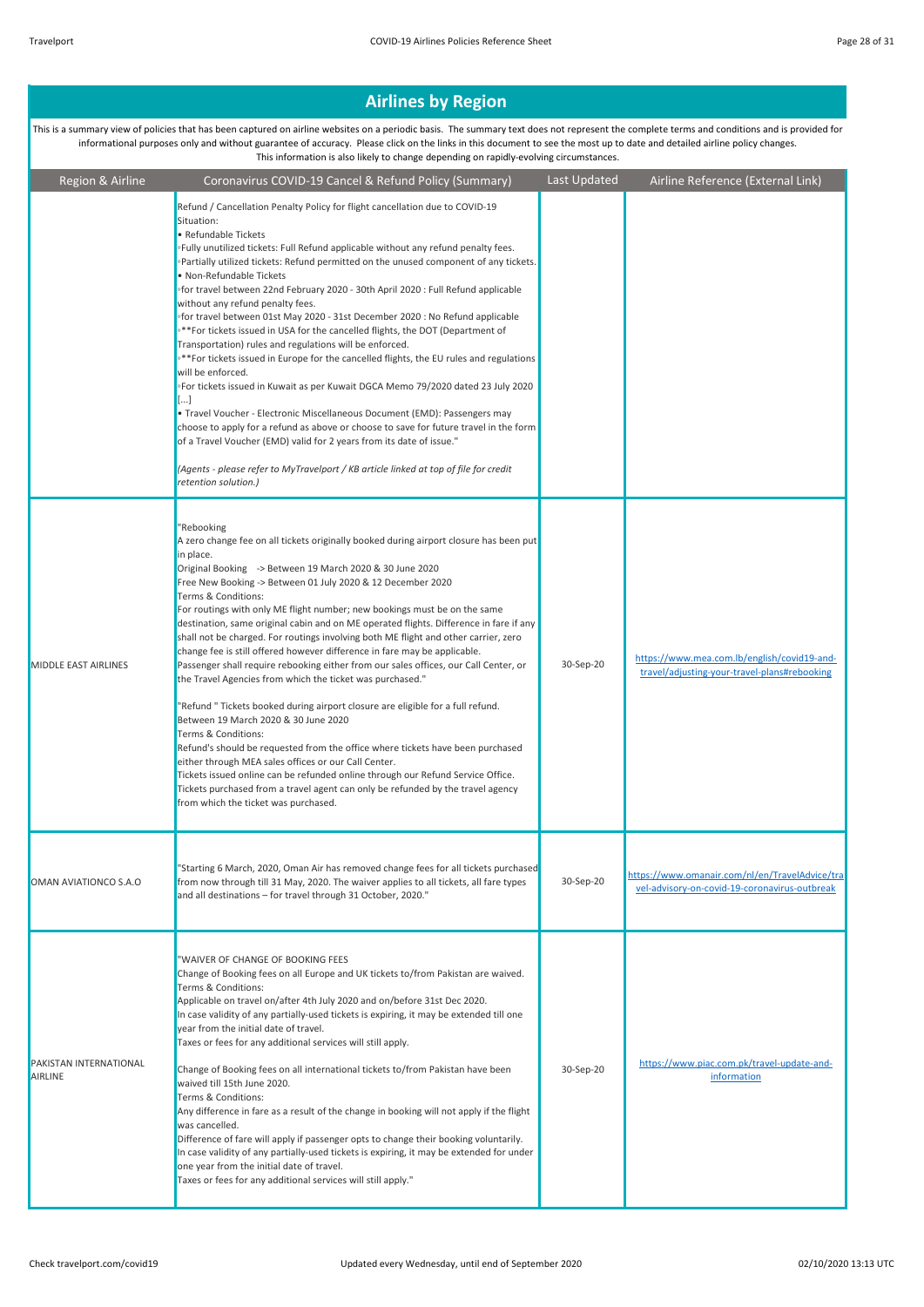## Airlines by Region

This is a summary view of policies that has been captured on airline websites on a periodic basis. The summary text does not represent the complete terms and conditions and is provided for informational purposes only and without guarantee of accuracy. Please click on the links in this document to see the most up to date and detailed airline policy changes. This information is also likely to change depending on rapidly-evolving circumstances.

| Region & Airline | Coronavirus COVID-19 Cancel & Refund Policy (Summary) | Last Updated | Airline Reference (External Link) |
|---|---|---|---|
| | Refund / Cancellation Penalty Policy for flight cancellation due to COVID-19 Situation:<br>• Refundable Tickets<br>◦Fully unutilized tickets: Full Refund applicable without any refund penalty fees.<br>◦Partially utilized tickets: Refund permitted on the unused component of any tickets.<br>• Non-Refundable Tickets<br>◦for travel between 22nd February 2020 - 30th April 2020 : Full Refund applicable without any refund penalty fees.<br>◦for travel between 01st May 2020 - 31st December 2020 : No Refund applicable<br>◦**For tickets issued in USA for the cancelled flights, the DOT (Department of Transportation) rules and regulations will be enforced.<br>◦**For tickets issued in Europe for the cancelled flights, the EU rules and regulations will be enforced.<br>◦For tickets issued in Kuwait as per Kuwait DGCA Memo 79/2020 dated 23 July 2020 [...]<br>• Travel Voucher - Electronic Miscellaneous Document (EMD): Passengers may choose to apply for a refund as above or choose to save for future travel in the form of a Travel Voucher (EMD) valid for 2 years from its date of issue."<br><br>*(Agents - please refer to MyTravelport / KB article linked at top of file for credit retention solution.)* | | |
| MIDDLE EAST AIRLINES | "Rebooking<br>A zero change fee on all tickets originally booked during airport closure has been put in place.<br>Original Booking -> Between 19 March 2020 & 30 June 2020<br>Free New Booking -> Between 01 July 2020 & 12 December 2020<br>Terms & Conditions:<br>For routings with only ME flight number; new bookings must be on the same destination, same original cabin and on ME operated flights. Difference in fare if any shall not be charged. For routings involving both ME flight and other carrier, zero change fee is still offered however difference in fare may be applicable.<br>Passenger shall require rebooking either from our sales offices, our Call Center, or the Travel Agencies from which the ticket was purchased."<br><br>"Refund " Tickets booked during airport closure are eligible for a full refund.<br>Between 19 March 2020 & 30 June 2020<br>Terms & Conditions:<br>Refund's should be requested from the office where tickets have been purchased either through MEA sales offices or our Call Center.<br>Tickets issued online can be refunded online through our Refund Service Office.<br>Tickets purchased from a travel agent can only be refunded by the travel agency from which the ticket was purchased. | 30-Sep-20 | https://www.mea.com.lb/english/covid19-and-travel/adjusting-your-travel-plans#rebooking |
| OMAN AVIATIONCO S.A.O | "Starting 6 March, 2020, Oman Air has removed change fees for all tickets purchased from now through till 31 May, 2020. The waiver applies to all tickets, all fare types and all destinations – for travel through 31 October, 2020." | 30-Sep-20 | https://www.omanair.com/nl/en/TravelAdvice/travel-advisory-on-covid-19-coronavirus-outbreak |
| PAKISTAN INTERNATIONAL AIRLINE | "WAIVER OF CHANGE OF BOOKING FEES<br>Change of Booking fees on all Europe and UK tickets to/from Pakistan are waived.<br>Terms & Conditions:<br>Applicable on travel on/after 4th July 2020 and on/before 31st Dec 2020.<br>In case validity of any partially-used tickets is expiring, it may be extended till one year from the initial date of travel.<br>Taxes or fees for any additional services will still apply.<br><br>Change of Booking fees on all international tickets to/from Pakistan have been waived till 15th June 2020.<br>Terms & Conditions:<br>Any difference in fare as a result of the change in booking will not apply if the flight was cancelled.<br>Difference of fare will apply if passenger opts to change their booking voluntarily.<br>In case validity of any partially-used tickets is expiring, it may be extended for under one year from the initial date of travel.<br>Taxes or fees for any additional services will still apply." | 30-Sep-20 | https://www.piac.com.pk/travel-update-and-information |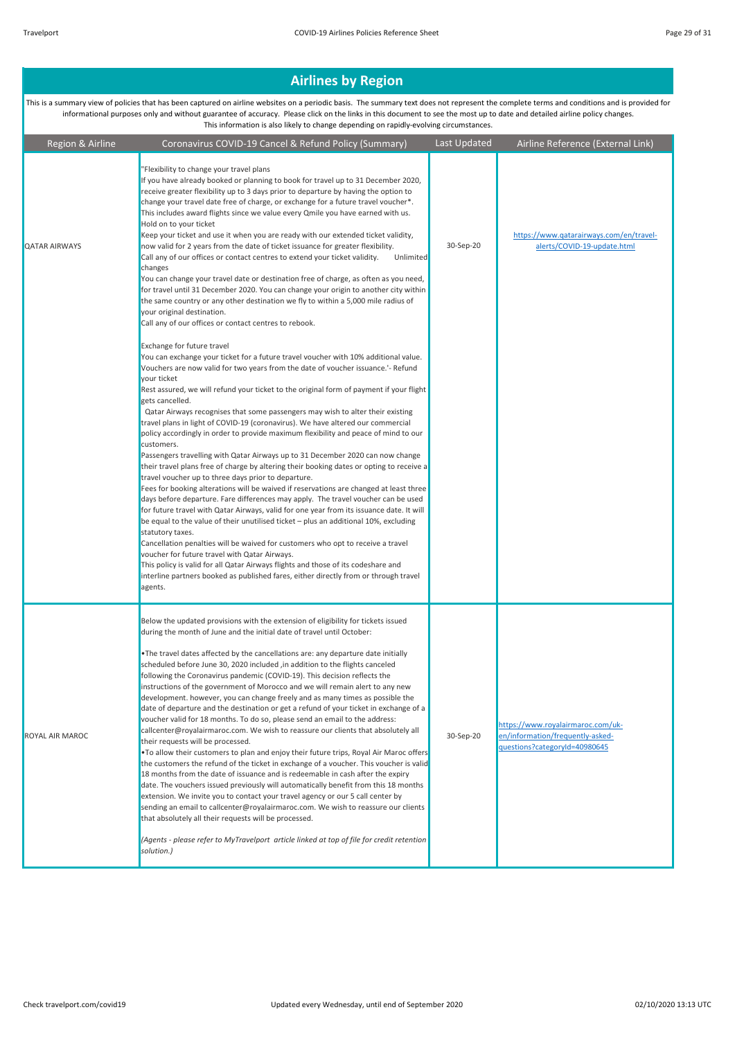## Airlines by Region

This is a summary view of policies that has been captured on airline websites on a periodic basis. The summary text does not represent the complete terms and conditions and is provided for informational purposes only and without guarantee of accuracy. Please click on the links in this document to see the most up to date and detailed airline policy changes. This information is also likely to change depending on rapidly-evolving circumstances.

| Region & Airline | Coronavirus COVID-19 Cancel & Refund Policy (Summary) | Last Updated | Airline Reference (External Link) |
|---|---|---|---|
| QATAR AIRWAYS | "Flexibility to change your travel plans<br>If you have already booked or planning to book for travel up to 31 December 2020, receive greater flexibility up to 3 days prior to departure by having the option to change your travel date free of charge, or exchange for a future travel voucher*. This includes award flights since we value every Qmile you have earned with us.<br>Hold on to your ticket<br>Keep your ticket and use it when you are ready with our extended ticket validity, now valid for 2 years from the date of ticket issuance for greater flexibility.<br>Call any of our offices or contact centres to extend your ticket validity. Unlimited changes<br>You can change your travel date or destination free of charge, as often as you need, for travel until 31 December 2020. You can change your origin to another city within the same country or any other destination we fly to within a 5,000 mile radius of your original destination.<br>Call any of our offices or contact centres to rebook.<br><br>Exchange for future travel<br>You can exchange your ticket for a future travel voucher with 10% additional value. Vouchers are now valid for two years from the date of voucher issuance.'- Refund your ticket<br>Rest assured, we will refund your ticket to the original form of payment if your flight gets cancelled.<br>Qatar Airways recognises that some passengers may wish to alter their existing travel plans in light of COVID-19 (coronavirus). We have altered our commercial policy accordingly in order to provide maximum flexibility and peace of mind to our customers.<br>Passengers travelling with Qatar Airways up to 31 December 2020 can now change their travel plans free of charge by altering their booking dates or opting to receive a travel voucher up to three days prior to departure.<br>Fees for booking alterations will be waived if reservations are changed at least three days before departure. Fare differences may apply. The travel voucher can be used for future travel with Qatar Airways, valid for one year from its issuance date. It will be equal to the value of their unutilised ticket – plus an additional 10%, excluding statutory taxes.<br>Cancellation penalties will be waived for customers who opt to receive a travel voucher for future travel with Qatar Airways.<br>This policy is valid for all Qatar Airways flights and those of its codeshare and interline partners booked as published fares, either directly from or through travel agents. | 30-Sep-20 | https://www.qatarairways.com/en/travel-alerts/COVID-19-update.html |
| ROYAL AIR MAROC | Below the updated provisions with the extension of eligibility for tickets issued during the month of June and the initial date of travel until October:<br><br>• The travel dates affected by the cancellations are: any departure date initially scheduled before June 30, 2020 included ,in addition to the flights canceled following the Coronavirus pandemic (COVID-19). This decision reflects the instructions of the government of Morocco and we will remain alert to any new development. however, you can change freely and as many times as possible the date of departure and the destination or get a refund of your ticket in exchange of a voucher valid for 18 months. To do so, please send an email to the address: callcenter@royalairmaroc.com. We wish to reassure our clients that absolutely all their requests will be processed.<br>• To allow their customers to plan and enjoy their future trips, Royal Air Maroc offers the customers the refund of the ticket in exchange of a voucher. This voucher is valid 18 months from the date of issuance and is redeemable in cash after the expiry date. The vouchers issued previously will automatically benefit from this 18 months extension. We invite you to contact your travel agency or our 5 call center by sending an email to callcenter@royalairmaroc.com. We wish to reassure our clients that absolutely all their requests will be processed.<br><br>*(Agents - please refer to MyTravelport article linked at top of file for credit retention solution.)* | 30-Sep-20 | https://www.royalairmaroc.com/uk-en/information/frequently-asked-questions?categoryId=40980645 |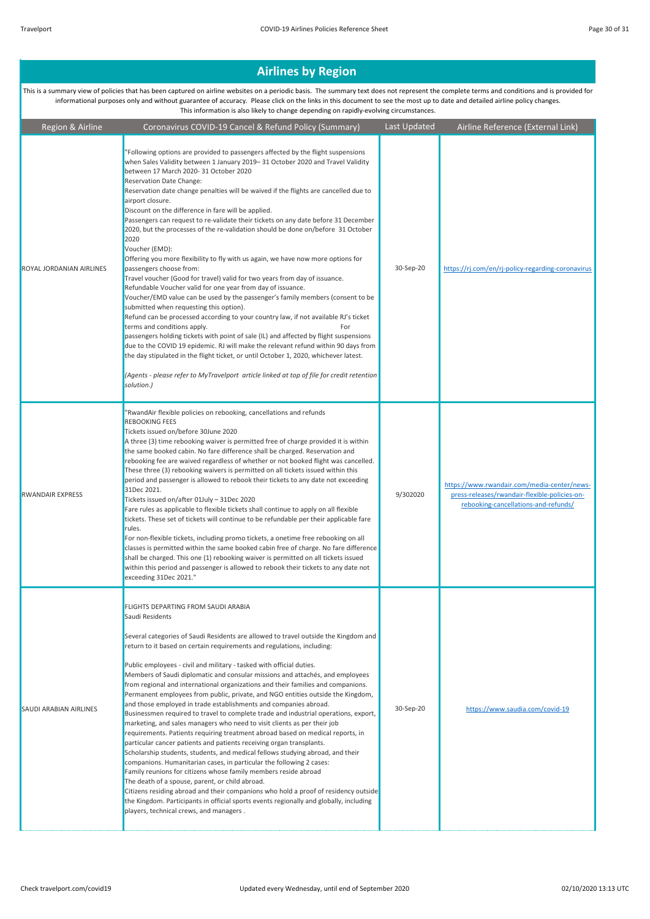## Airlines by Region

This is a summary view of policies that has been captured on airline websites on a periodic basis. The summary text does not represent the complete terms and conditions and is provided for informational purposes only and without guarantee of accuracy. Please click on the links in this document to see the most up to date and detailed airline policy changes. This information is also likely to change depending on rapidly-evolving circumstances.

| Region & Airline | Coronavirus COVID-19 Cancel & Refund Policy (Summary) | Last Updated | Airline Reference (External Link) |
|---|---|---|---|
| ROYAL JORDANIAN AIRLINES | "Following options are provided to passengers affected by the flight suspensions when Sales Validity between 1 January 2019– 31 October 2020 and Travel Validity between 17 March 2020- 31 October 2020<br>Reservation Date Change:<br>Reservation date change penalties will be waived if the flights are cancelled due to airport closure.<br>Discount on the difference in fare will be applied.<br>Passengers can request to re-validate their tickets on any date before 31 December 2020, but the processes of the re-validation should be done on/before 31 October 2020<br>Voucher (EMD):<br>Offering you more flexibility to fly with us again, we have now more options for passengers choose from:<br>Travel voucher (Good for travel) valid for two years from day of issuance.<br>Refundable Voucher valid for one year from day of issuance.<br>Voucher/EMD value can be used by the passenger's family members (consent to be submitted when requesting this option).<br>Refund can be processed according to your country law, if not available RJ's ticket terms and conditions apply. For passengers holding tickets with point of sale (IL) and affected by flight suspensions due to the COVID 19 epidemic. RJ will make the relevant refund within 90 days from the day stipulated in the flight ticket, or until October 1, 2020, whichever latest.<br><br>*(Agents - please refer to MyTravelport article linked at top of file for credit retention solution.)* | 30-Sep-20 | https://rj.com/en/rj-policy-regarding-coronavirus |
| RWANDAIR EXPRESS | "RwandAir flexible policies on rebooking, cancellations and refunds<br>REBOOKING FEES<br>Tickets issued on/before 30June 2020<br>A three (3) time rebooking waiver is permitted free of charge provided it is within the same booked cabin. No fare difference shall be charged. Reservation and rebooking fee are waived regardless of whether or not booked flight was cancelled. These three (3) rebooking waivers is permitted on all tickets issued within this period and passenger is allowed to rebook their tickets to any date not exceeding 31Dec 2021.<br>Tickets issued on/after 01July – 31Dec 2020<br>Fare rules as applicable to flexible tickets shall continue to apply on all flexible tickets. These set of tickets will continue to be refundable per their applicable fare rules.<br>For non-flexible tickets, including promo tickets, a onetime free rebooking on all classes is permitted within the same booked cabin free of charge. No fare difference shall be charged. This one (1) rebooking waiver is permitted on all tickets issued within this period and passenger is allowed to rebook their tickets to any date not exceeding 31Dec 2021." | 9/302020 | https://www.rwandair.com/media-center/news-press-releases/rwandair-flexible-policies-on-rebooking-cancellations-and-refunds/ |
| SAUDI ARABIAN AIRLINES | FLIGHTS DEPARTING FROM SAUDI ARABIA<br>Saudi Residents<br><br>Several categories of Saudi Residents are allowed to travel outside the Kingdom and return to it based on certain requirements and regulations, including:<br><br>Public employees - civil and military - tasked with official duties.<br>Members of Saudi diplomatic and consular missions and attachés, and employees from regional and international organizations and their families and companions.<br>Permanent employees from public, private, and NGO entities outside the Kingdom, and those employed in trade establishments and companies abroad.<br>Businessmen required to travel to complete trade and industrial operations, export, marketing, and sales managers who need to visit clients as per their job requirements. Patients requiring treatment abroad based on medical reports, in particular cancer patients and patients receiving organ transplants.<br>Scholarship students, students, and medical fellows studying abroad, and their companions. Humanitarian cases, in particular the following 2 cases:<br>Family reunions for citizens whose family members reside abroad<br>The death of a spouse, parent, or child abroad.<br>Citizens residing abroad and their companions who hold a proof of residency outside the Kingdom. Participants in official sports events regionally and globally, including players, technical crews, and managers . | 30-Sep-20 | https://www.saudia.com/covid-19 |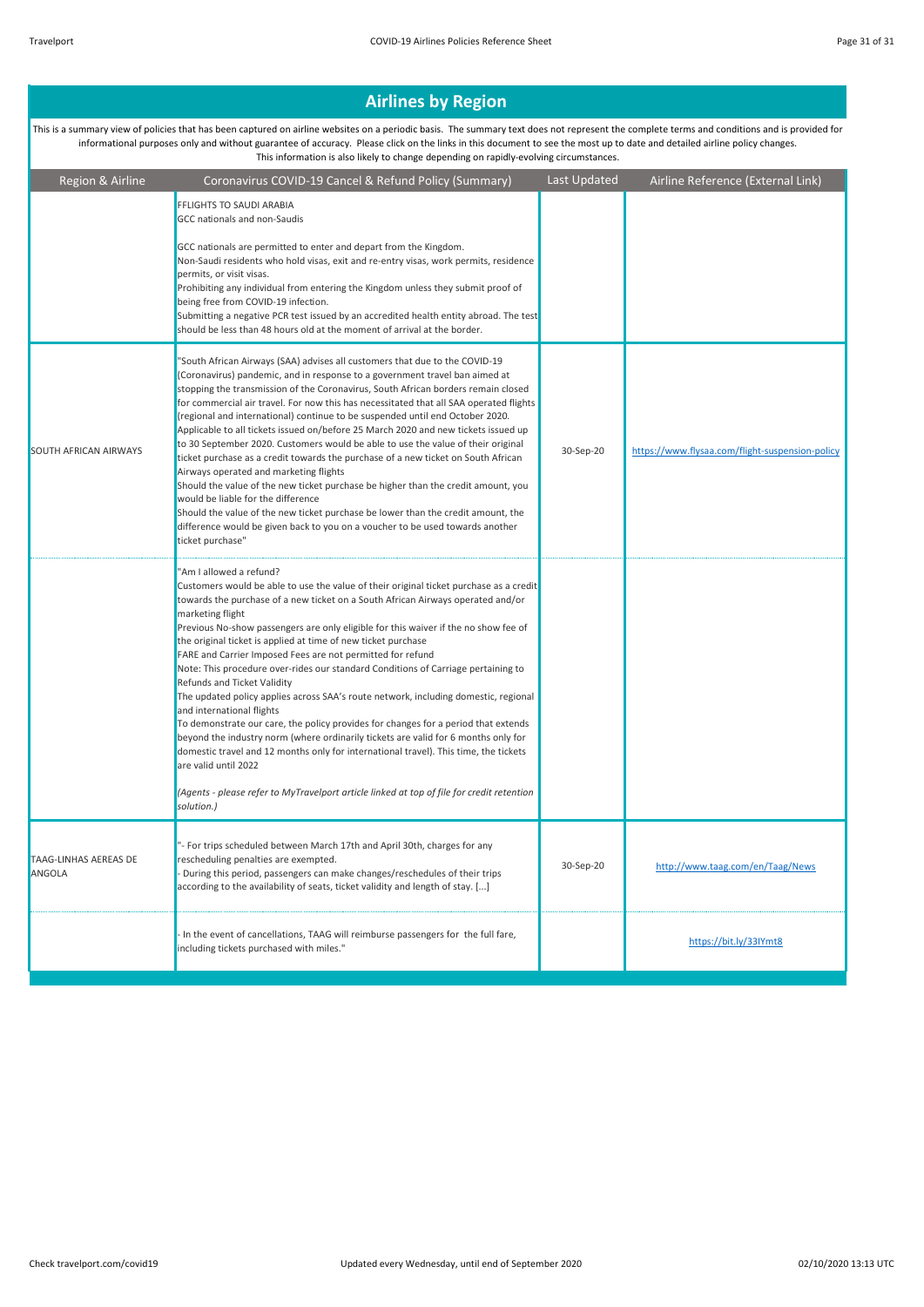## Airlines by Region

This is a summary view of policies that has been captured on airline websites on a periodic basis. The summary text does not represent the complete terms and conditions and is provided for informational purposes only and without guarantee of accuracy. Please click on the links in this document to see the most up to date and detailed airline policy changes.
This information is also likely to change depending on rapidly-evolving circumstances.

| Region & Airline | Coronavirus COVID-19 Cancel & Refund Policy (Summary) | Last Updated | Airline Reference (External Link) |
|---|---|---|---|
| | FFLIGHTS TO SAUDI ARABIA<br>GCC nationals and non-Saudis<br><br>GCC nationals are permitted to enter and depart from the Kingdom.<br>Non-Saudi residents who hold visas, exit and re-entry visas, work permits, residence permits, or visit visas.<br>Prohibiting any individual from entering the Kingdom unless they submit proof of being free from COVID-19 infection.<br>Submitting a negative PCR test issued by an accredited health entity abroad. The test should be less than 48 hours old at the moment of arrival at the border. | | |
| SOUTH AFRICAN AIRWAYS | "South African Airways (SAA) advises all customers that due to the COVID-19 (Coronavirus) pandemic, and in response to a government travel ban aimed at stopping the transmission of the Coronavirus, South African borders remain closed for commercial air travel. For now this has necessitated that all SAA operated flights (regional and international) continue to be suspended until end October 2020.<br>Applicable to all tickets issued on/before 25 March 2020 and new tickets issued up to 30 September 2020. Customers would be able to use the value of their original ticket purchase as a credit towards the purchase of a new ticket on South African Airways operated and marketing flights<br>Should the value of the new ticket purchase be higher than the credit amount, you would be liable for the difference<br>Should the value of the new ticket purchase be lower than the credit amount, the difference would be given back to you on a voucher to be used towards another ticket purchase" | 30-Sep-20 | https://www.flysaa.com/flight-suspension-policy |
| | "Am I allowed a refund?<br>Customers would be able to use the value of their original ticket purchase as a credit towards the purchase of a new ticket on a South African Airways operated and/or marketing flight<br>Previous No-show passengers are only eligible for this waiver if the no show fee of the original ticket is applied at time of new ticket purchase<br>FARE and Carrier Imposed Fees are not permitted for refund<br>Note: This procedure over-rides our standard Conditions of Carriage pertaining to Refunds and Ticket Validity<br>The updated policy applies across SAA's route network, including domestic, regional and international flights<br>To demonstrate our care, the policy provides for changes for a period that extends beyond the industry norm (where ordinarily tickets are valid for 6 months only for domestic travel and 12 months only for international travel). This time, the tickets are valid until 2022<br><br>*(Agents - please refer to MyTravelport article linked at top of file for credit retention solution.)* | | |
| TAAG-LINHAS AEREAS DE ANGOLA | "- For trips scheduled between March 17th and April 30th, charges for any rescheduling penalties are exempted.<br>- During this period, passengers can make changes/reschedules of their trips according to the availability of seats, ticket validity and length of stay. [...] | 30-Sep-20 | http://www.taag.com/en/Taag/News |
| | - In the event of cancellations, TAAG will reimburse passengers for the full fare, including tickets purchased with miles." | | https://bit.ly/33lYmt8 |